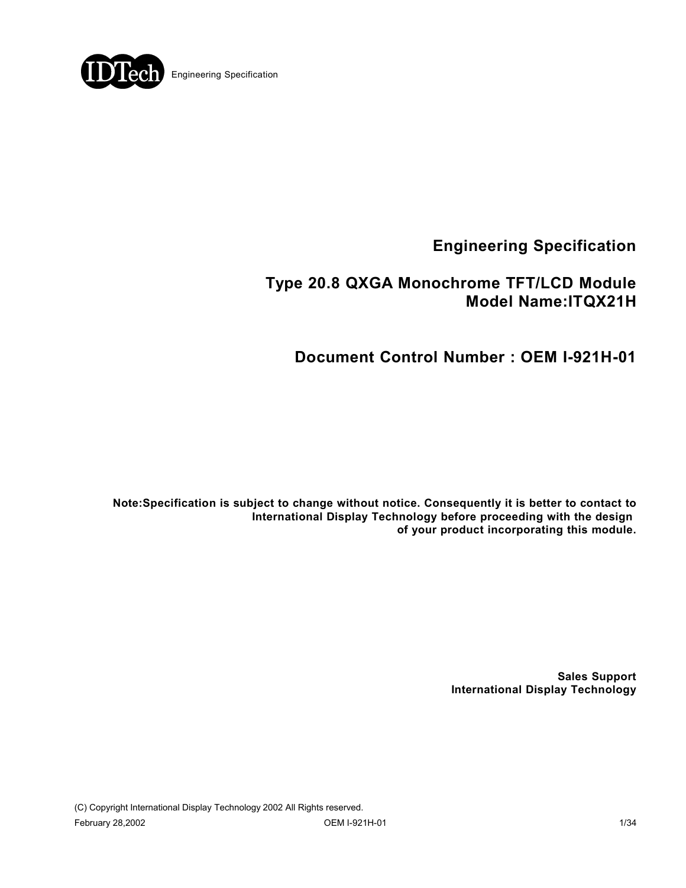# Engineering Specification

## Type 20.8 QXGA Monochrome TFT/LCD Module
## Model Name:ITQX21H

## Document Control Number : OEM I-921H-01

**Note:Specification is subject to change without notice. Consequently it is better to contact to International Display Technology before proceeding with the design of your product incorporating this module.**

**Sales Support**
**International Display Technology**

(C) Copyright International Display Technology 2002 All Rights reserved.

February 28,2002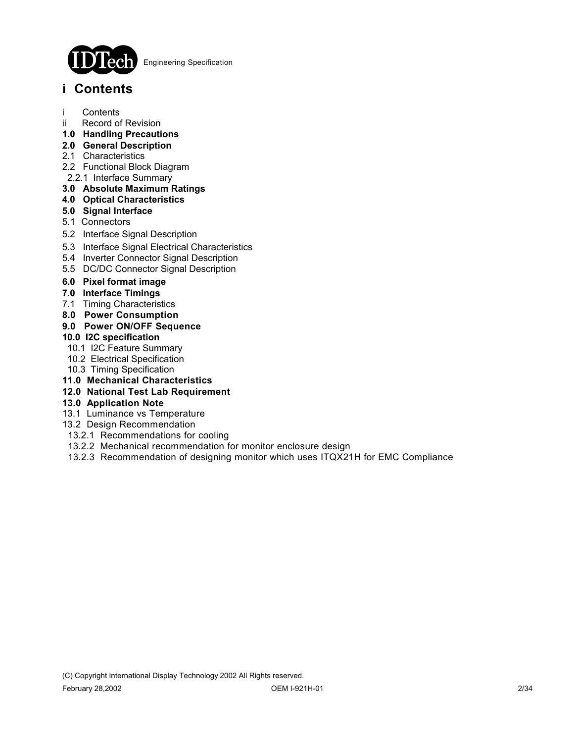# i Contents

i Contents
ii Record of Revision
**1.0 Handling Precautions**
**2.0 General Description**
2.1 Characteristics
2.2 Functional Block Diagram
2.2.1 Interface Summary
**3.0 Absolute Maximum Ratings**
**4.0 Optical Characteristics**
**5.0 Signal Interface**
5.1 Connectors
5.2 Interface Signal Description
5.3 Interface Signal Electrical Characteristics
5.4 Inverter Connector Signal Description
5.5 DC/DC Connector Signal Description
**6.0 Pixel format image**
**7.0 Interface Timings**
7.1 Timing Characteristics
**8.0 Power Consumption**
**9.0 Power ON/OFF Sequence**
**10.0 I2C specification**
10.1 I2C Feature Summary
10.2 Electrical Specification
10.3 Timing Specification
**11.0 Mechanical Characteristics**
**12.0 National Test Lab Requirement**
**13.0 Application Note**
13.1 Luminance vs Temperature
13.2 Design Recommendation
13.2.1 Recommendations for cooling
13.2.2 Mechanical recommendation for monitor enclosure design
13.2.3 Recommendation of designing monitor which uses ITQX21H for EMC Compliance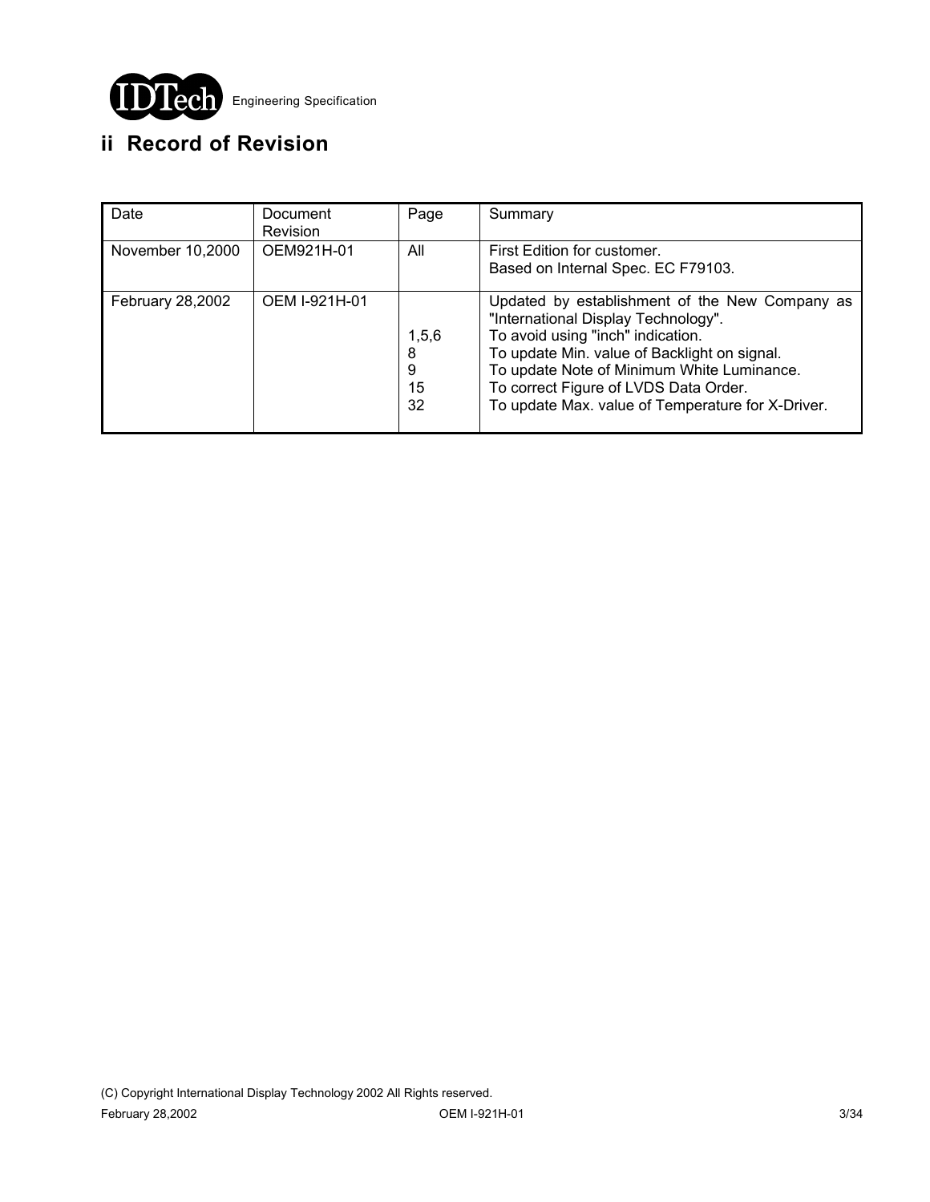## ii Record of Revision

| Date | Document Revision | Page | Summary |
|---|---|---|---|
| November 10,2000 | OEM921H-01 | All | First Edition for customer.<br>Based on Internal Spec. EC F79103. |
| February 28,2002 | OEM I-921H-01 | <br>1,5,6<br>8<br>9<br>15<br>32 | Updated by establishment of the New Company as "International Display Technology".<br>To avoid using "inch" indication.<br>To update Min. value of Backlight on signal.<br>To update Note of Minimum White Luminance.<br>To correct Figure of LVDS Data Order.<br>To update Max. value of Temperature for X-Driver. |

(C) Copyright International Display Technology 2002 All Rights reserved.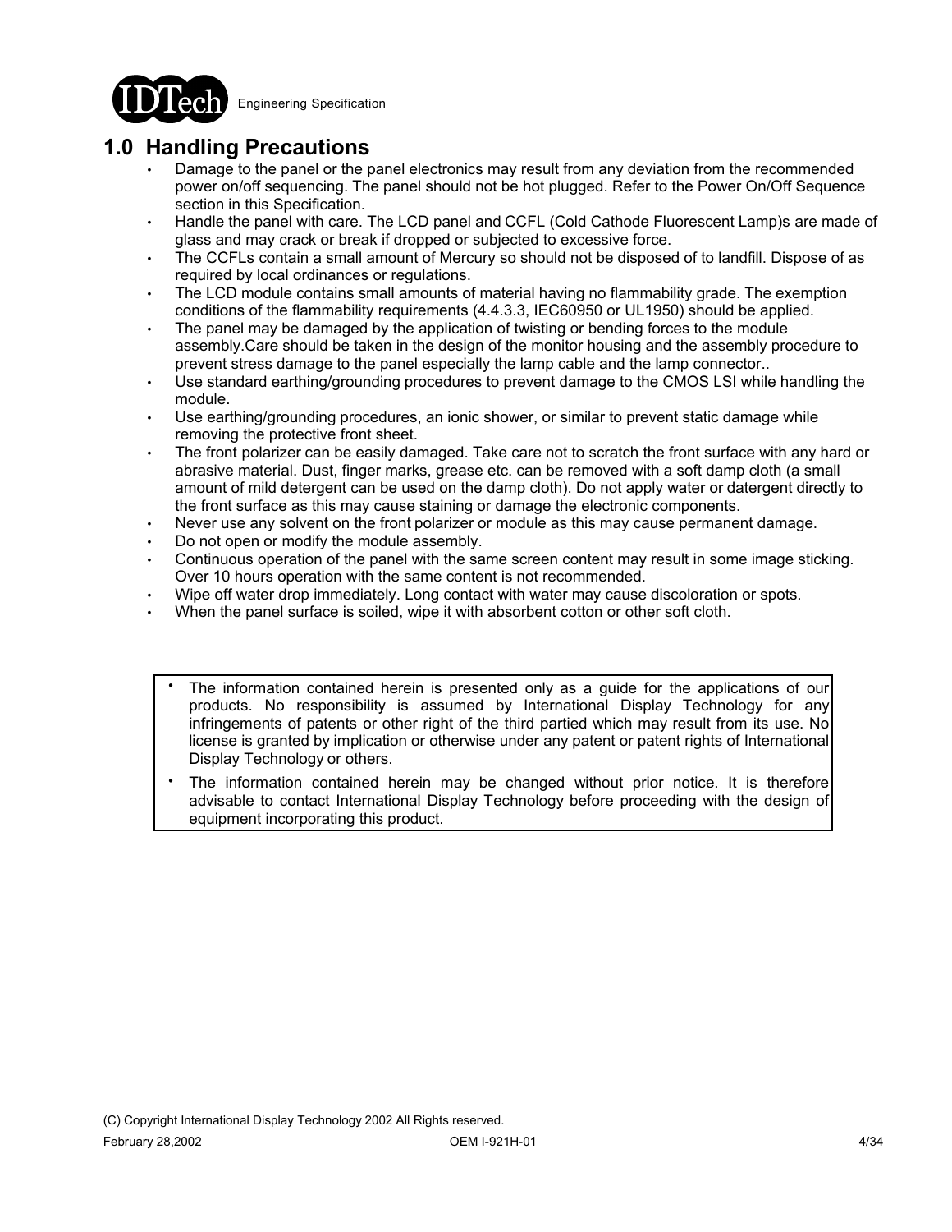## 1.0 Handling Precautions

- Damage to the panel or the panel electronics may result from any deviation from the recommended power on/off sequencing. The panel should not be hot plugged. Refer to the Power On/Off Sequence section in this Specification.
- Handle the panel with care. The LCD panel and CCFL (Cold Cathode Fluorescent Lamp)s are made of glass and may crack or break if dropped or subjected to excessive force.
- The CCFLs contain a small amount of Mercury so should not be disposed of to landfill. Dispose of as required by local ordinances or regulations.
- The LCD module contains small amounts of material having no flammability grade. The exemption conditions of the flammability requirements (4.4.3.3, IEC60950 or UL1950) should be applied.
- The panel may be damaged by the application of twisting or bending forces to the module assembly.Care should be taken in the design of the monitor housing and the assembly procedure to prevent stress damage to the panel especially the lamp cable and the lamp connector..
- Use standard earthing/grounding procedures to prevent damage to the CMOS LSI while handling the module.
- Use earthing/grounding procedures, an ionic shower, or similar to prevent static damage while removing the protective front sheet.
- The front polarizer can be easily damaged. Take care not to scratch the front surface with any hard or abrasive material. Dust, finger marks, grease etc. can be removed with a soft damp cloth (a small amount of mild detergent can be used on the damp cloth). Do not apply water or datergent directly to the front surface as this may cause staining or damage the electronic components.
- Never use any solvent on the front polarizer or module as this may cause permanent damage.
- Do not open or modify the module assembly.
- Continuous operation of the panel with the same screen content may result in some image sticking. Over 10 hours operation with the same content is not recommended.
- Wipe off water drop immediately. Long contact with water may cause discoloration or spots.
- When the panel surface is soiled, wipe it with absorbent cotton or other soft cloth.

---

- The information contained herein is presented only as a guide for the applications of our products. No responsibility is assumed by International Display Technology for any infringements of patents or other right of the third partied which may result from its use. No license is granted by implication or otherwise under any patent or patent rights of International Display Technology or others.
- The information contained herein may be changed without prior notice. It is therefore advisable to contact International Display Technology before proceeding with the design of equipment incorporating this product.

---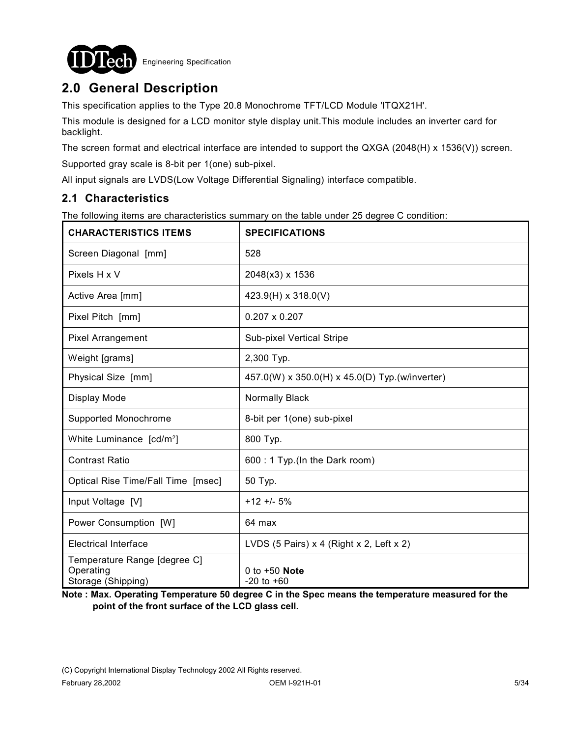## 2.0 General Description

This specification applies to the Type 20.8 Monochrome TFT/LCD Module 'ITQX21H'.

This module is designed for a LCD monitor style display unit.This module includes an inverter card for backlight.

The screen format and electrical interface are intended to support the QXGA (2048(H) x 1536(V)) screen.

Supported gray scale is 8-bit per 1(one) sub-pixel.

All input signals are LVDS(Low Voltage Differential Signaling) interface compatible.

### 2.1 Characteristics

The following items are characteristics summary on the table under 25 degree C condition:

| CHARACTERISTICS ITEMS | SPECIFICATIONS |
|---|---|
| Screen Diagonal [mm] | 528 |
| Pixels H x V | 2048(x3) x 1536 |
| Active Area [mm] | 423.9(H) x 318.0(V) |
| Pixel Pitch [mm] | 0.207 x 0.207 |
| Pixel Arrangement | Sub-pixel Vertical Stripe |
| Weight [grams] | 2,300 Typ. |
| Physical Size [mm] | 457.0(W) x 350.0(H) x 45.0(D) Typ.(w/inverter) |
| Display Mode | Normally Black |
| Supported Monochrome | 8-bit per 1(one) sub-pixel |
| White Luminance [cd/m$^2$] | 800 Typ. |
| Contrast Ratio | 600 : 1 Typ.(In the Dark room) |
| Optical Rise Time/Fall Time [msec] | 50 Typ. |
| Input Voltage [V] | +12 +/- 5% |
| Power Consumption [W] | 64 max |
| Electrical Interface | LVDS (5 Pairs) x 4 (Right x 2, Left x 2) |
| Temperature Range [degree C]<br>Operating<br>Storage (Shipping) | <br>0 to +50 **Note**<br>-20 to +60 |

**Note : Max. Operating Temperature 50 degree C in the Spec means the temperature measured for the point of the front surface of the LCD glass cell.**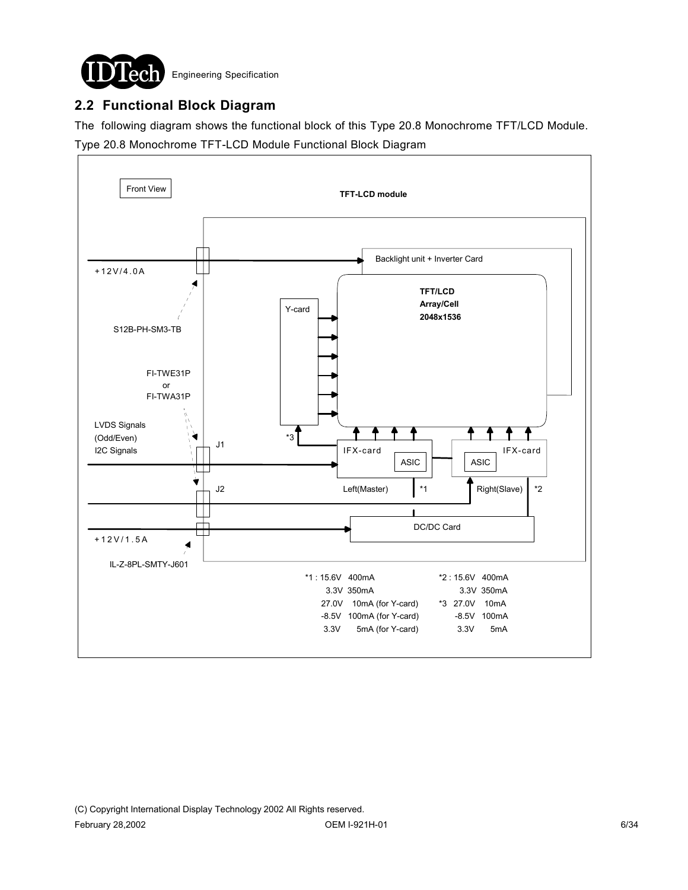## 2.2 Functional Block Diagram

The following diagram shows the functional block of this Type 20.8 Monochrome TFT/LCD Module.

Type 20.8 Monochrome TFT-LCD Module Functional Block Diagram

Front View

**TFT-LCD module**

+12V/4.0A

S12B-PH-SM3-TB

Backlight unit + Inverter Card

Y-card

**TFT/LCD**
**Array/Cell**
**2048x1536**

FI-TWE31P
or
FI-TWA31P

LVDS Signals
(Odd/Even)
I2C Signals

J1

J2

*3

IFX-card

ASIC

IFX-card

ASIC

Left(Master)

*1

Right(Slave)

*2

DC/DC Card

+12V/1.5A

IL-Z-8PL-SMTY-J601

| *1 : | | | *2 : | | |
|---|---|---|---|---|---|
| 15.6V | 400mA | | 15.6V | 400mA | |
| 3.3V | 350mA | | 3.3V | 350mA | |
| 27.0V | 10mA (for Y-card) | *3 | 27.0V | 10mA | |
| -8.5V | 100mA (for Y-card) | | -8.5V | 100mA | |
| 3.3V | 5mA (for Y-card) | | 3.3V | 5mA | |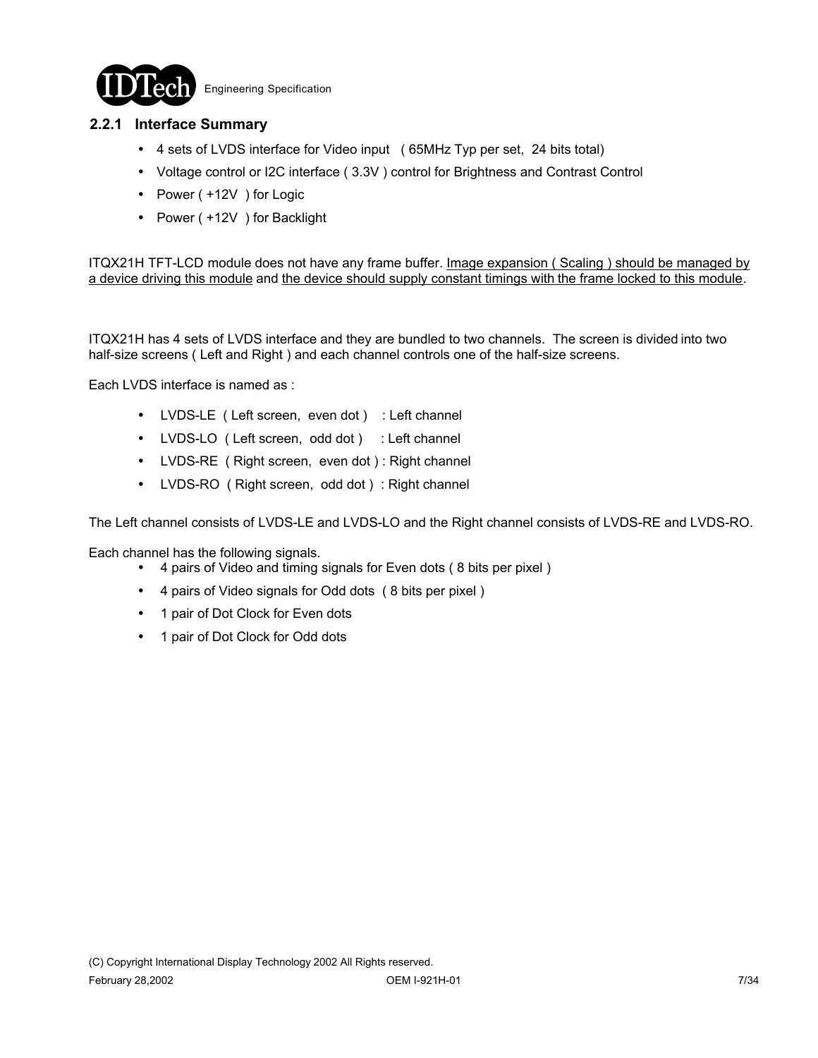### 2.2.1 Interface Summary

- 4 sets of LVDS interface for Video input ( 65MHz Typ per set, 24 bits total)
- Voltage control or I2C interface ( 3.3V ) control for Brightness and Contrast Control
- Power ( +12V ) for Logic
- Power ( +12V ) for Backlight

ITQX21H TFT-LCD module does not have any frame buffer. Image expansion ( Scaling ) should be managed by a device driving this module and the device should supply constant timings with the frame locked to this module.

ITQX21H has 4 sets of LVDS interface and they are bundled to two channels. The screen is divided into two half-size screens ( Left and Right ) and each channel controls one of the half-size screens.

Each LVDS interface is named as :

- LVDS-LE ( Left screen, even dot ) : Left channel
- LVDS-LO ( Left screen, odd dot ) : Left channel
- LVDS-RE ( Right screen, even dot ) : Right channel
- LVDS-RO ( Right screen, odd dot ) : Right channel

The Left channel consists of LVDS-LE and LVDS-LO and the Right channel consists of LVDS-RE and LVDS-RO.

Each channel has the following signals.

- 4 pairs of Video and timing signals for Even dots ( 8 bits per pixel )
- 4 pairs of Video signals for Odd dots ( 8 bits per pixel )
- 1 pair of Dot Clock for Even dots
- 1 pair of Dot Clock for Odd dots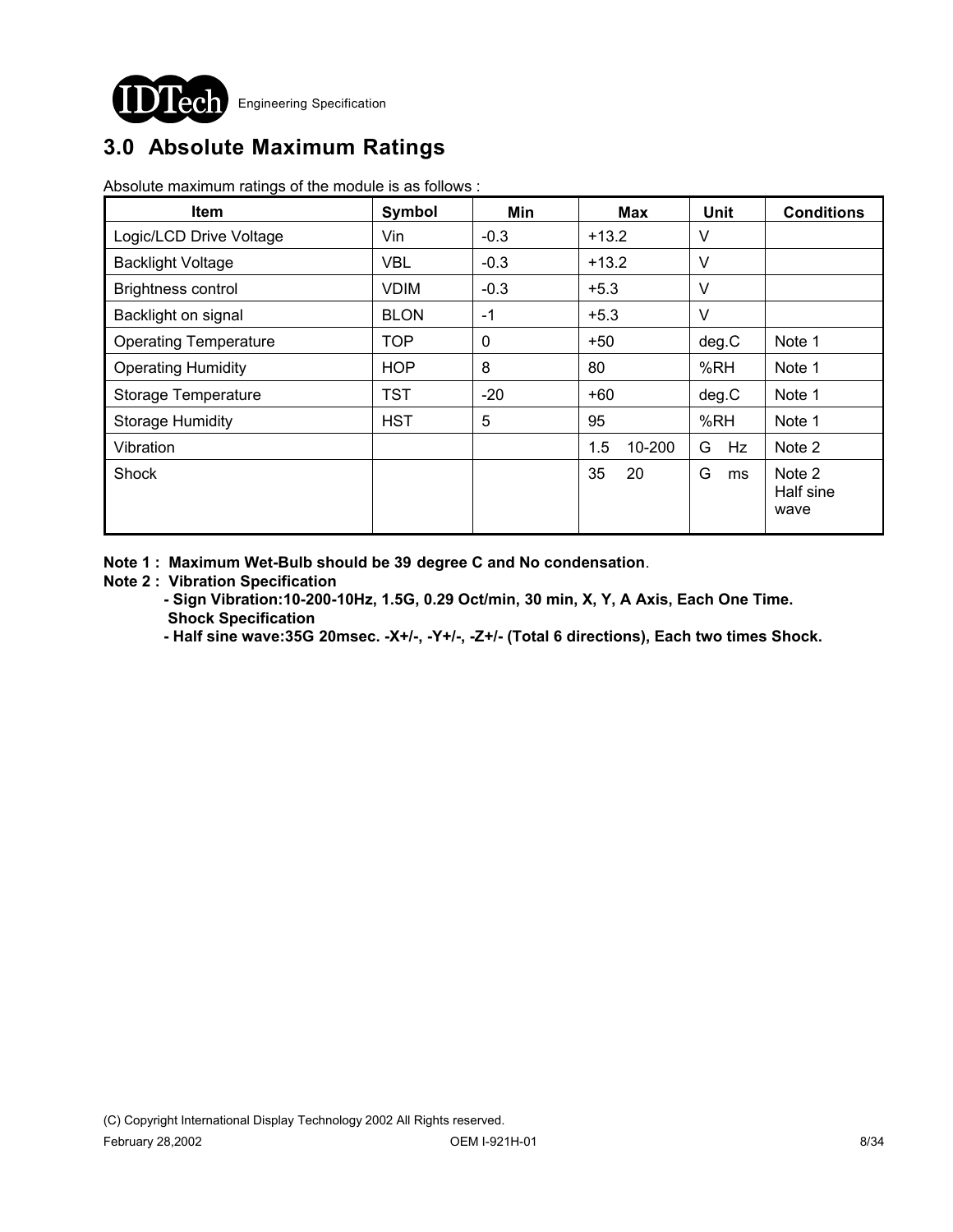## 3.0 Absolute Maximum Ratings

Absolute maximum ratings of the module is as follows :

| Item | Symbol | Min | Max | Unit | Conditions |
|---|---|---|---|---|---|
| Logic/LCD Drive Voltage | Vin | -0.3 | +13.2 | V | |
| Backlight Voltage | VBL | -0.3 | +13.2 | V | |
| Brightness control | VDIM | -0.3 | +5.3 | V | |
| Backlight on signal | BLON | -1 | +5.3 | V | |
| Operating Temperature | TOP | 0 | +50 | deg.C | Note 1 |
| Operating Humidity | HOP | 8 | 80 | %RH | Note 1 |
| Storage Temperature | TST | -20 | +60 | deg.C | Note 1 |
| Storage Humidity | HST | 5 | 95 | %RH | Note 1 |
| Vibration | | | 1.5 10-200 | G Hz | Note 2 |
| Shock | | | 35 20 | G ms | Note 2 Half sine wave |

**Note 1 : Maximum Wet-Bulb should be 39 degree C and No condensation**.

**Note 2 : Vibration Specification**

**- Sign Vibration:10-200-10Hz, 1.5G, 0.29 Oct/min, 30 min, X, Y, A Axis, Each One Time.**

**Shock Specification**

**- Half sine wave:35G 20msec. -X+/-, -Y+/-, -Z+/- (Total 6 directions), Each two times Shock.**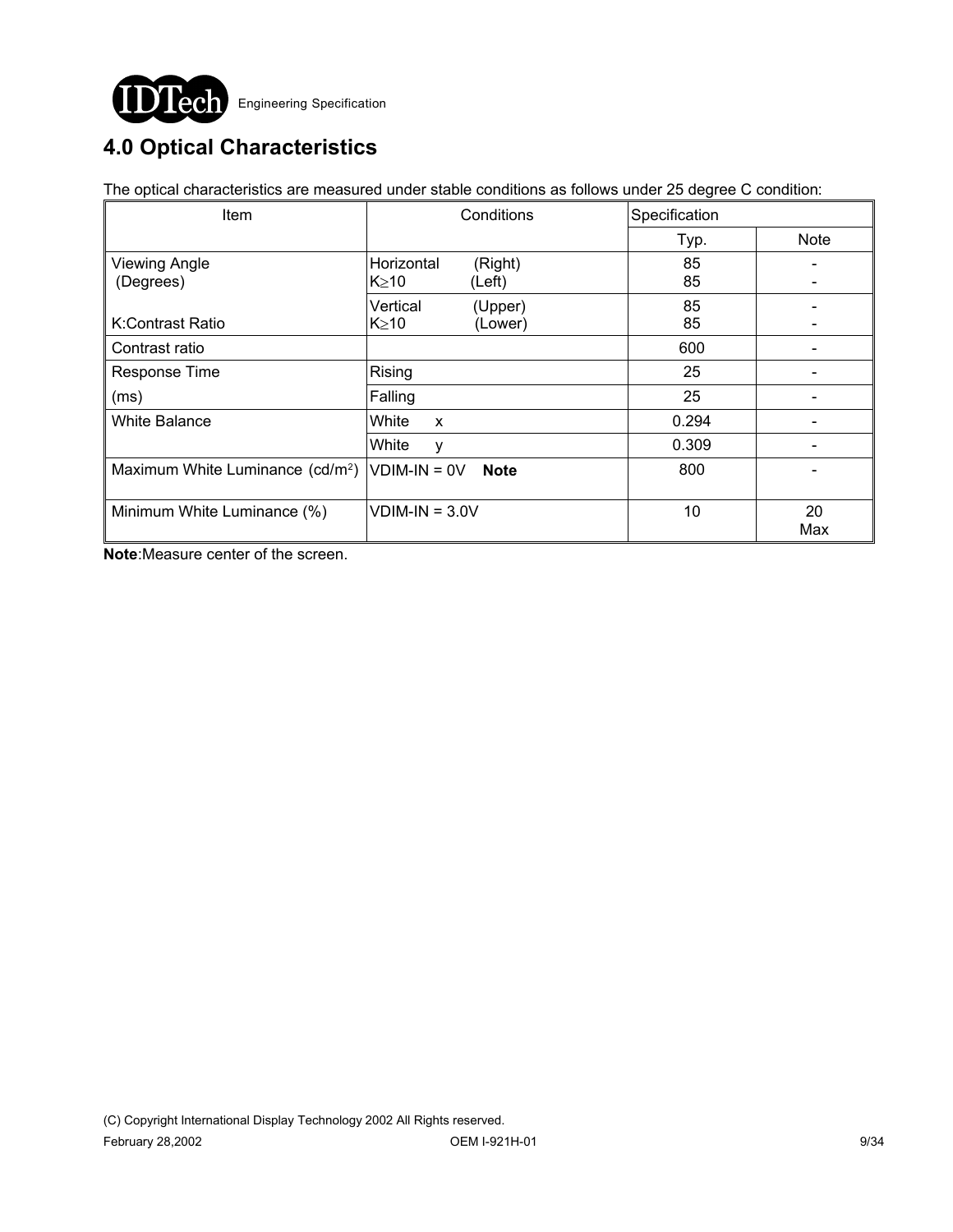# 4.0 Optical Characteristics

The optical characteristics are measured under stable conditions as follows under 25 degree C condition:

| Item | Conditions | Specification | |
|---|---|---|---|
| | | Typ. | Note |
| Viewing Angle (Degrees) | Horizontal (Right) K≥10 (Left) | 85<br>85 | -<br>- |
| K:Contrast Ratio | Vertical (Upper) K≥10 (Lower) | 85<br>85 | -<br>- |
| Contrast ratio | | 600 | - |
| Response Time (ms) | Rising | 25 | - |
| | Falling | 25 | - |
| White Balance | White x | 0.294 | - |
| | White y | 0.309 | - |
| Maximum White Luminance ($cd/m^2$) | VDIM-IN = 0V **Note** | 800 | - |
| Minimum White Luminance (%) | VDIM-IN = 3.0V | 10 | 20 Max |

**Note**:Measure center of the screen.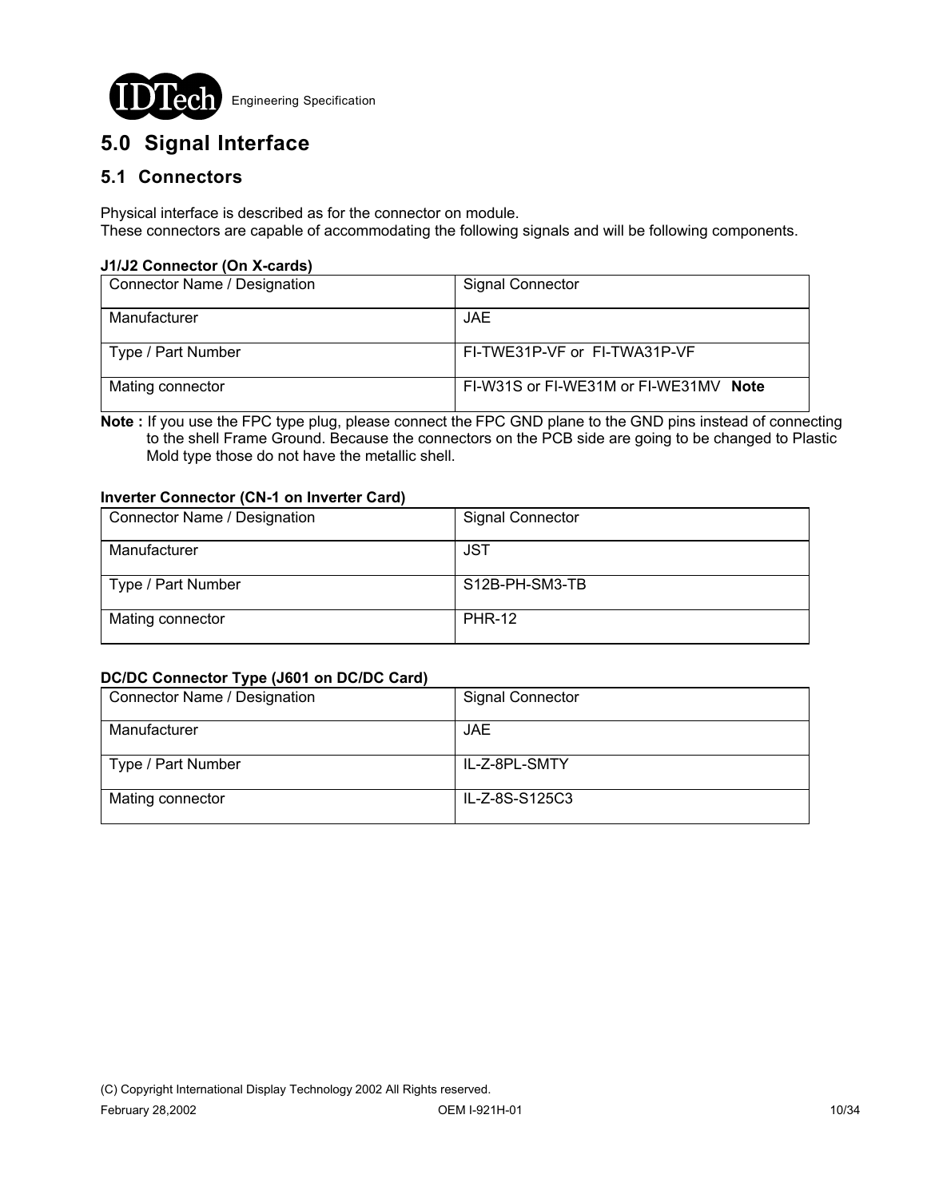# 5.0 Signal Interface

## 5.1 Connectors

Physical interface is described as for the connector on module.
These connectors are capable of accommodating the following signals and will be following components.

**J1/J2 Connector (On X-cards)**

| Connector Name / Designation | Signal Connector |
|---|---|
| Manufacturer | JAE |
| Type / Part Number | FI-TWE31P-VF or FI-TWA31P-VF |
| Mating connector | FI-W31S or FI-WE31M or FI-WE31MV **Note** |

**Note :** If you use the FPC type plug, please connect the FPC GND plane to the GND pins instead of connecting to the shell Frame Ground. Because the connectors on the PCB side are going to be changed to Plastic Mold type those do not have the metallic shell.

**Inverter Connector (CN-1 on Inverter Card)**

| Connector Name / Designation | Signal Connector |
|---|---|
| Manufacturer | JST |
| Type / Part Number | S12B-PH-SM3-TB |
| Mating connector | PHR-12 |

**DC/DC Connector Type (J601 on DC/DC Card)**

| Connector Name / Designation | Signal Connector |
|---|---|
| Manufacturer | JAE |
| Type / Part Number | IL-Z-8PL-SMTY |
| Mating connector | IL-Z-8S-S125C3 |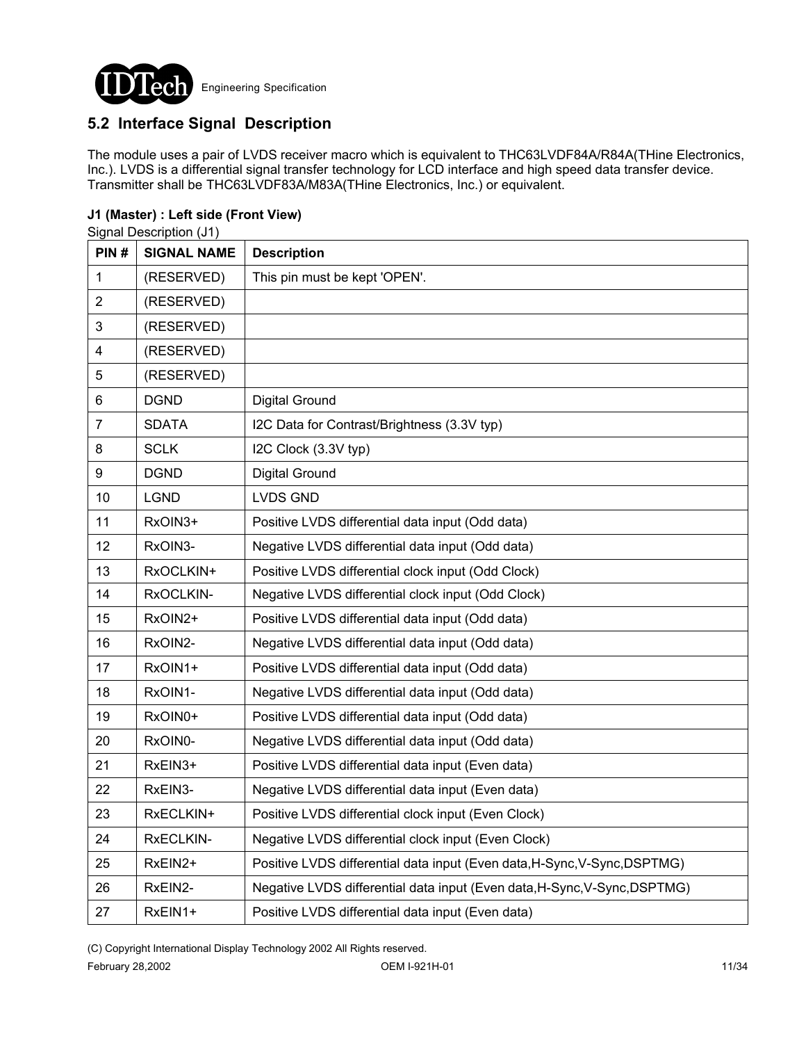## 5.2 Interface Signal Description

The module uses a pair of LVDS receiver macro which is equivalent to THC63LVDF84A/R84A(THine Electronics, Inc.). LVDS is a differential signal transfer technology for LCD interface and high speed data transfer device. Transmitter shall be THC63LVDF83A/M83A(THine Electronics, Inc.) or equivalent.

**J1 (Master) : Left side (Front View)**

Signal Description (J1)

| PIN # | SIGNAL NAME | Description |
|---|---|---|
| 1 | (RESERVED) | This pin must be kept 'OPEN'. |
| 2 | (RESERVED) | |
| 3 | (RESERVED) | |
| 4 | (RESERVED) | |
| 5 | (RESERVED) | |
| 6 | DGND | Digital Ground |
| 7 | SDATA | I2C Data for Contrast/Brightness (3.3V typ) |
| 8 | SCLK | I2C Clock (3.3V typ) |
| 9 | DGND | Digital Ground |
| 10 | LGND | LVDS GND |
| 11 | RxOIN3+ | Positive LVDS differential data input (Odd data) |
| 12 | RxOIN3- | Negative LVDS differential data input (Odd data) |
| 13 | RxOCLKIN+ | Positive LVDS differential clock input (Odd Clock) |
| 14 | RxOCLKIN- | Negative LVDS differential clock input (Odd Clock) |
| 15 | RxOIN2+ | Positive LVDS differential data input (Odd data) |
| 16 | RxOIN2- | Negative LVDS differential data input (Odd data) |
| 17 | RxOIN1+ | Positive LVDS differential data input (Odd data) |
| 18 | RxOIN1- | Negative LVDS differential data input (Odd data) |
| 19 | RxOIN0+ | Positive LVDS differential data input (Odd data) |
| 20 | RxOIN0- | Negative LVDS differential data input (Odd data) |
| 21 | RxEIN3+ | Positive LVDS differential data input (Even data) |
| 22 | RxEIN3- | Negative LVDS differential data input (Even data) |
| 23 | RxECLKIN+ | Positive LVDS differential clock input (Even Clock) |
| 24 | RxECLKIN- | Negative LVDS differential clock input (Even Clock) |
| 25 | RxEIN2+ | Positive LVDS differential data input (Even data,H-Sync,V-Sync,DSPTMG) |
| 26 | RxEIN2- | Negative LVDS differential data input (Even data,H-Sync,V-Sync,DSPTMG) |
| 27 | RxEIN1+ | Positive LVDS differential data input (Even data) |

(C) Copyright International Display Technology 2002 All Rights reserved.

February 28,2002 OEM I-921H-01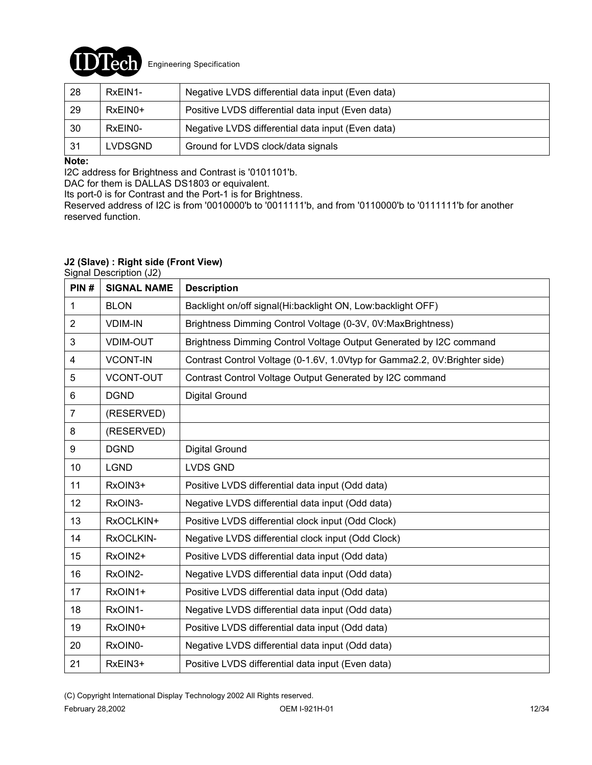| | | |
|---|---|---|
| 28 | RxEIN1- | Negative LVDS differential data input (Even data) |
| 29 | RxEIN0+ | Positive LVDS differential data input (Even data) |
| 30 | RxEIN0- | Negative LVDS differential data input (Even data) |
| 31 | LVDSGND | Ground for LVDS clock/data signals |

**Note:**
I2C address for Brightness and Contrast is '0101101'b.
DAC for them is DALLAS DS1803 or equivalent.
Its port-0 is for Contrast and the Port-1 is for Brightness.
Reserved address of I2C is from '0010000'b to '0011111'b, and from '0110000'b to '0111111'b for another reserved function.

**J2 (Slave) : Right side (Front View)**

Signal Description (J2)

| PIN # | SIGNAL NAME | Description |
|---|---|---|
| 1 | BLON | Backlight on/off signal(Hi:backlight ON, Low:backlight OFF) |
| 2 | VDIM-IN | Brightness Dimming Control Voltage (0-3V, 0V:MaxBrightness) |
| 3 | VDIM-OUT | Brightness Dimming Control Voltage Output Generated by I2C command |
| 4 | VCONT-IN | Contrast Control Voltage (0-1.6V, 1.0Vtyp for Gamma2.2, 0V:Brighter side) |
| 5 | VCONT-OUT | Contrast Control Voltage Output Generated by I2C command |
| 6 | DGND | Digital Ground |
| 7 | (RESERVED) | |
| 8 | (RESERVED) | |
| 9 | DGND | Digital Ground |
| 10 | LGND | LVDS GND |
| 11 | RxOIN3+ | Positive LVDS differential data input (Odd data) |
| 12 | RxOIN3- | Negative LVDS differential data input (Odd data) |
| 13 | RxOCLKIN+ | Positive LVDS differential clock input (Odd Clock) |
| 14 | RxOCLKIN- | Negative LVDS differential clock input (Odd Clock) |
| 15 | RxOIN2+ | Positive LVDS differential data input (Odd data) |
| 16 | RxOIN2- | Negative LVDS differential data input (Odd data) |
| 17 | RxOIN1+ | Positive LVDS differential data input (Odd data) |
| 18 | RxOIN1- | Negative LVDS differential data input (Odd data) |
| 19 | RxOIN0+ | Positive LVDS differential data input (Odd data) |
| 20 | RxOIN0- | Negative LVDS differential data input (Odd data) |
| 21 | RxEIN3+ | Positive LVDS differential data input (Even data) |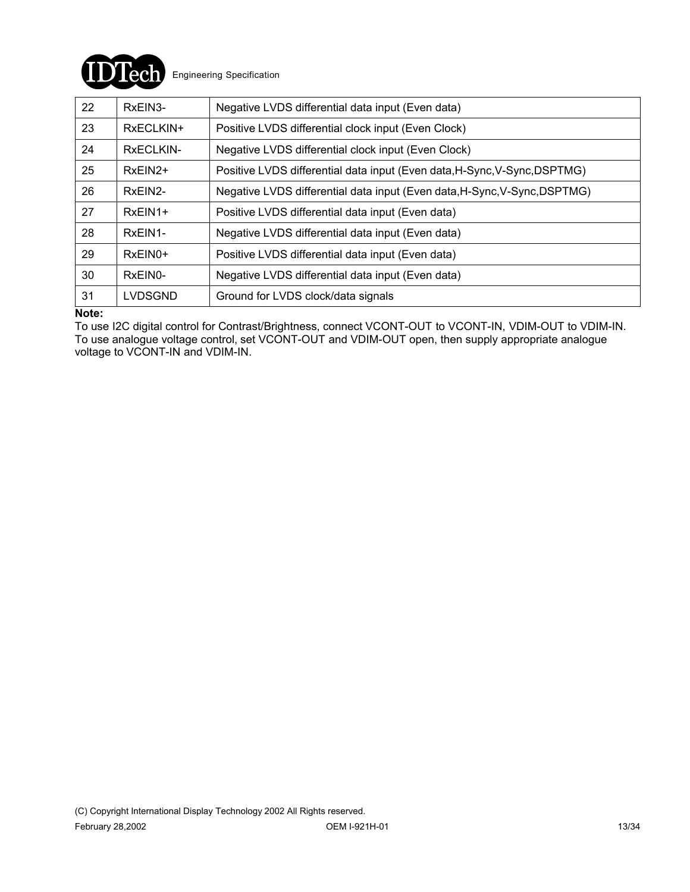| 22 | RxEIN3- | Negative LVDS differential data input (Even data) |
|---|---|---|
| 23 | RxECLKIN+ | Positive LVDS differential clock input (Even Clock) |
| 24 | RxECLKIN- | Negative LVDS differential clock input (Even Clock) |
| 25 | RxEIN2+ | Positive LVDS differential data input (Even data,H-Sync,V-Sync,DSPTMG) |
| 26 | RxEIN2- | Negative LVDS differential data input (Even data,H-Sync,V-Sync,DSPTMG) |
| 27 | RxEIN1+ | Positive LVDS differential data input (Even data) |
| 28 | RxEIN1- | Negative LVDS differential data input (Even data) |
| 29 | RxEIN0+ | Positive LVDS differential data input (Even data) |
| 30 | RxEIN0- | Negative LVDS differential data input (Even data) |
| 31 | LVDSGND | Ground for LVDS clock/data signals |

**Note:**

To use I2C digital control for Contrast/Brightness, connect VCONT-OUT to VCONT-IN, VDIM-OUT to VDIM-IN. To use analogue voltage control, set VCONT-OUT and VDIM-OUT open, then supply appropriate analogue voltage to VCONT-IN and VDIM-IN.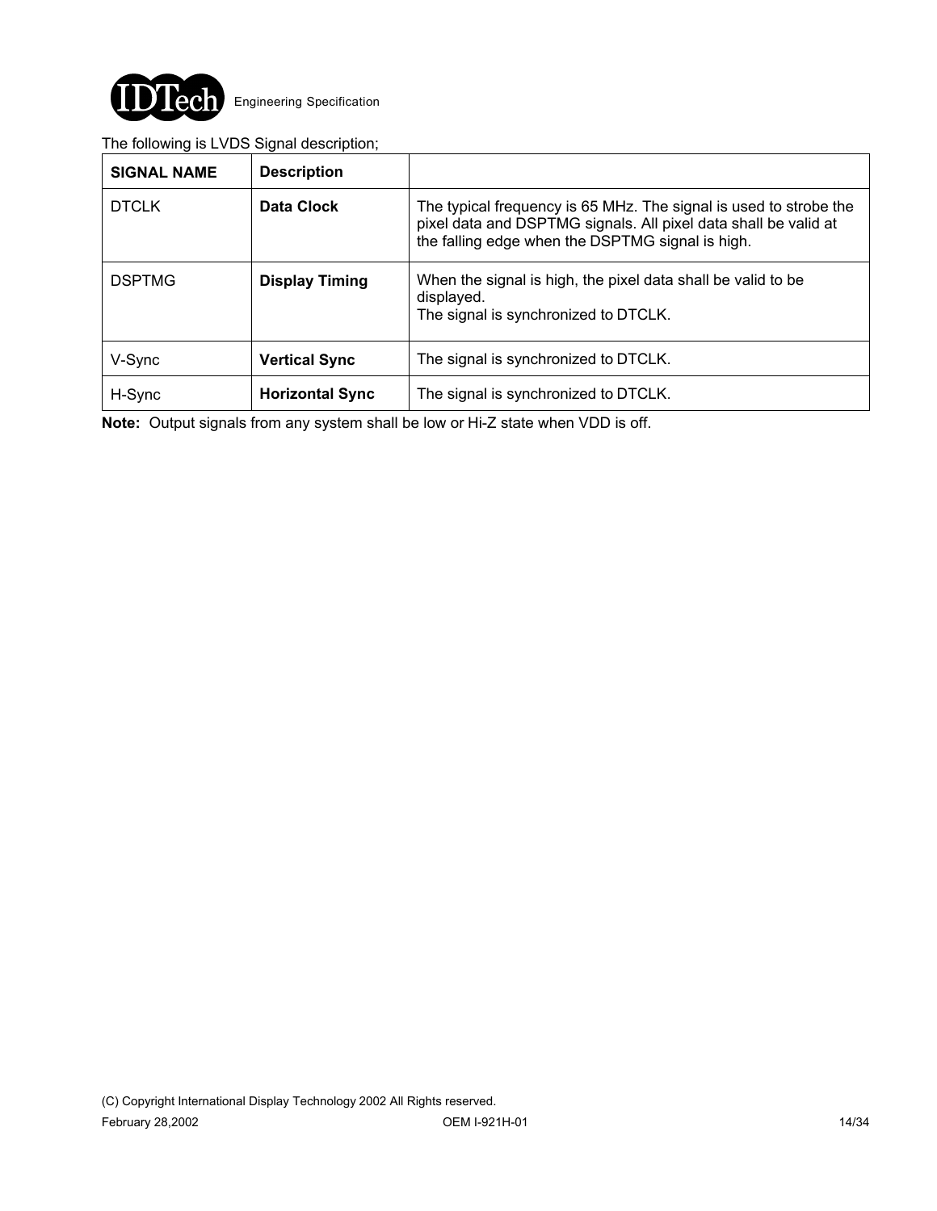The following is LVDS Signal description;

| SIGNAL NAME | Description | |
|---|---|---|
| DTCLK | **Data Clock** | The typical frequency is 65 MHz. The signal is used to strobe the pixel data and DSPTMG signals. All pixel data shall be valid at the falling edge when the DSPTMG signal is high. |
| DSPTMG | **Display Timing** | When the signal is high, the pixel data shall be valid to be displayed.<br>The signal is synchronized to DTCLK. |
| V-Sync | **Vertical Sync** | The signal is synchronized to DTCLK. |
| H-Sync | **Horizontal Sync** | The signal is synchronized to DTCLK. |

**Note:** Output signals from any system shall be low or Hi-Z state when VDD is off.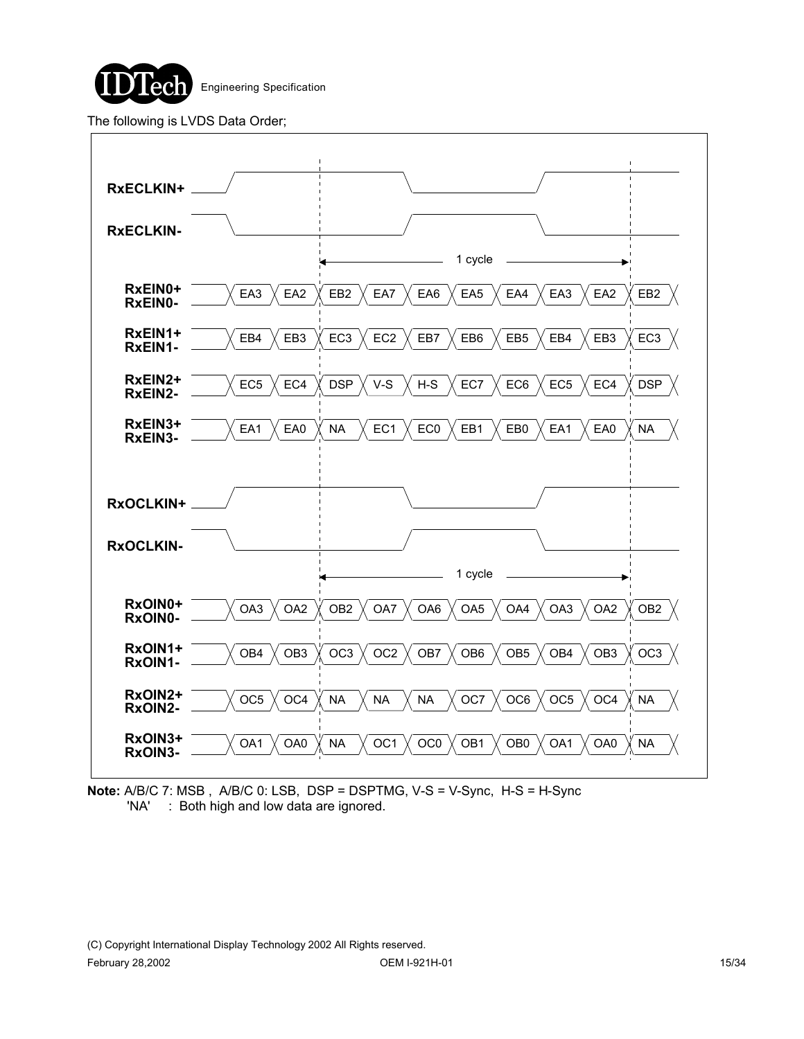The following is LVDS Data Order;

RxECLKIN+

RxECLKIN-

1 cycle

| Signal | | | | | | | | | | |
|---|---|---|---|---|---|---|---|---|---|---|
| RxEIN0+ / RxEIN0- | EA3 | EA2 | EB2 | EA7 | EA6 | EA5 | EA4 | EA3 | EA2 | EB2 |
| RxEIN1+ / RxEIN1- | EB4 | EB3 | EC3 | EC2 | EB7 | EB6 | EB5 | EB4 | EB3 | EC3 |
| RxEIN2+ / RxEIN2- | EC5 | EC4 | DSP | V-S | H-S | EC7 | EC6 | EC5 | EC4 | DSP |
| RxEIN3+ / RxEIN3- | EA1 | EA0 | NA | EC1 | EC0 | EB1 | EB0 | EA1 | EA0 | NA |

RxOCLKIN+

RxOCLKIN-

1 cycle

| Signal | | | | | | | | | | |
|---|---|---|---|---|---|---|---|---|---|---|
| RxOIN0+ / RxOIN0- | OA3 | OA2 | OB2 | OA7 | OA6 | OA5 | OA4 | OA3 | OA2 | OB2 |
| RxOIN1+ / RxOIN1- | OB4 | OB3 | OC3 | OC2 | OB7 | OB6 | OB5 | OB4 | OB3 | OC3 |
| RxOIN2+ / RxOIN2- | OC5 | OC4 | NA | NA | NA | OC7 | OC6 | OC5 | OC4 | NA |
| RxOIN3+ / RxOIN3- | OA1 | OA0 | NA | OC1 | OC0 | OB1 | OB0 | OA1 | OA0 | NA |

**Note:** A/B/C 7: MSB , A/B/C 0: LSB, DSP = DSPTMG, V-S = V-Sync, H-S = H-Sync
'NA' : Both high and low data are ignored.

(C) Copyright International Display Technology 2002 All Rights reserved.
February 28,2002 OEM I-921H-01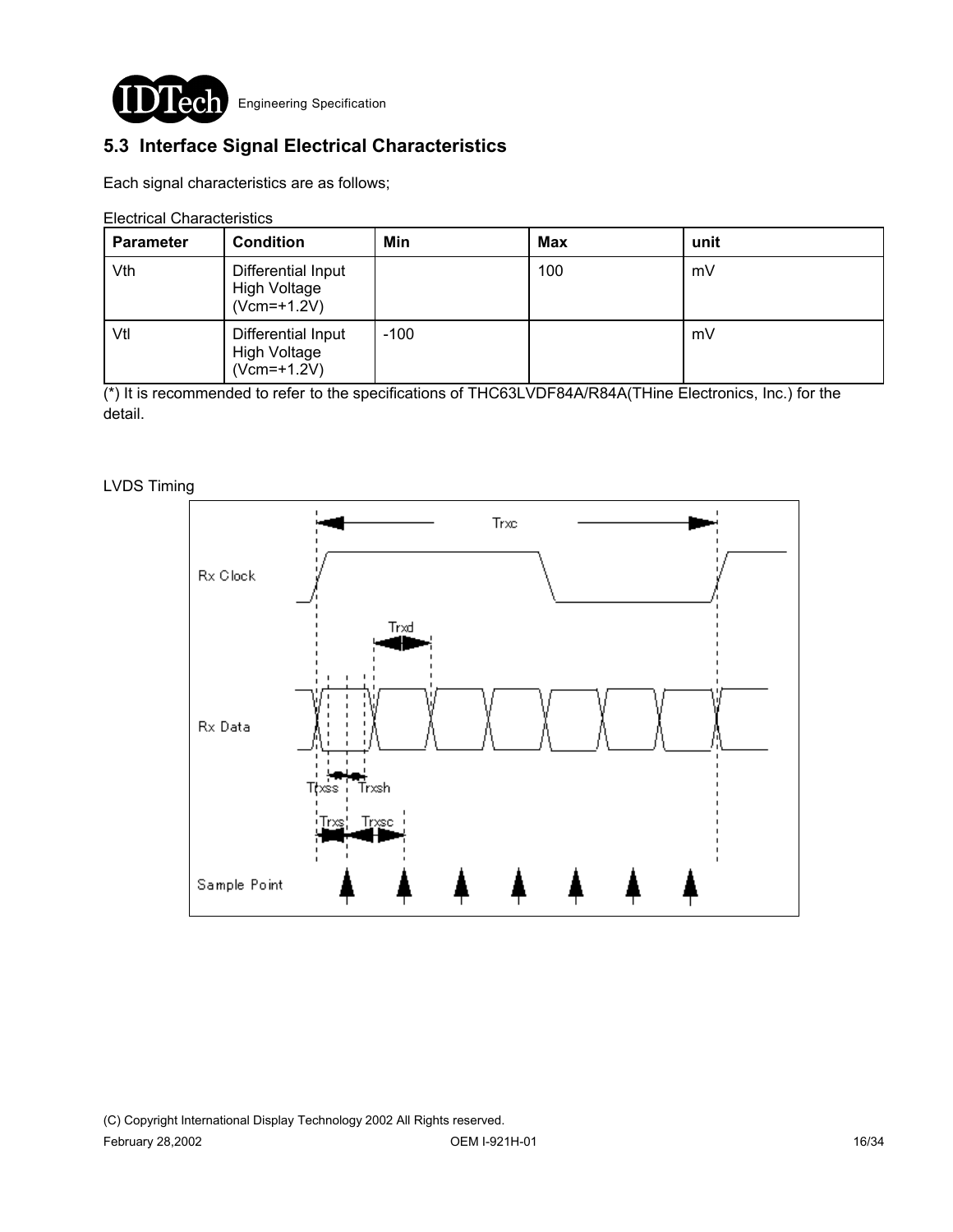## 5.3 Interface Signal Electrical Characteristics

Each signal characteristics are as follows;

Electrical Characteristics

| Parameter | Condition | Min | Max | unit |
|---|---|---|---|---|
| Vth | Differential Input High Voltage (Vcm=+1.2V) | | 100 | mV |
| Vtl | Differential Input High Voltage (Vcm=+1.2V) | -100 | | mV |

(*) It is recommended to refer to the specifications of THC63LVDF84A/R84A(THine Electronics, Inc.) for the detail.

LVDS Timing

Trxc

Rx Clock

Trxd

Rx Data

Trxss Trxsh

Trxs Trxsc

Sample Point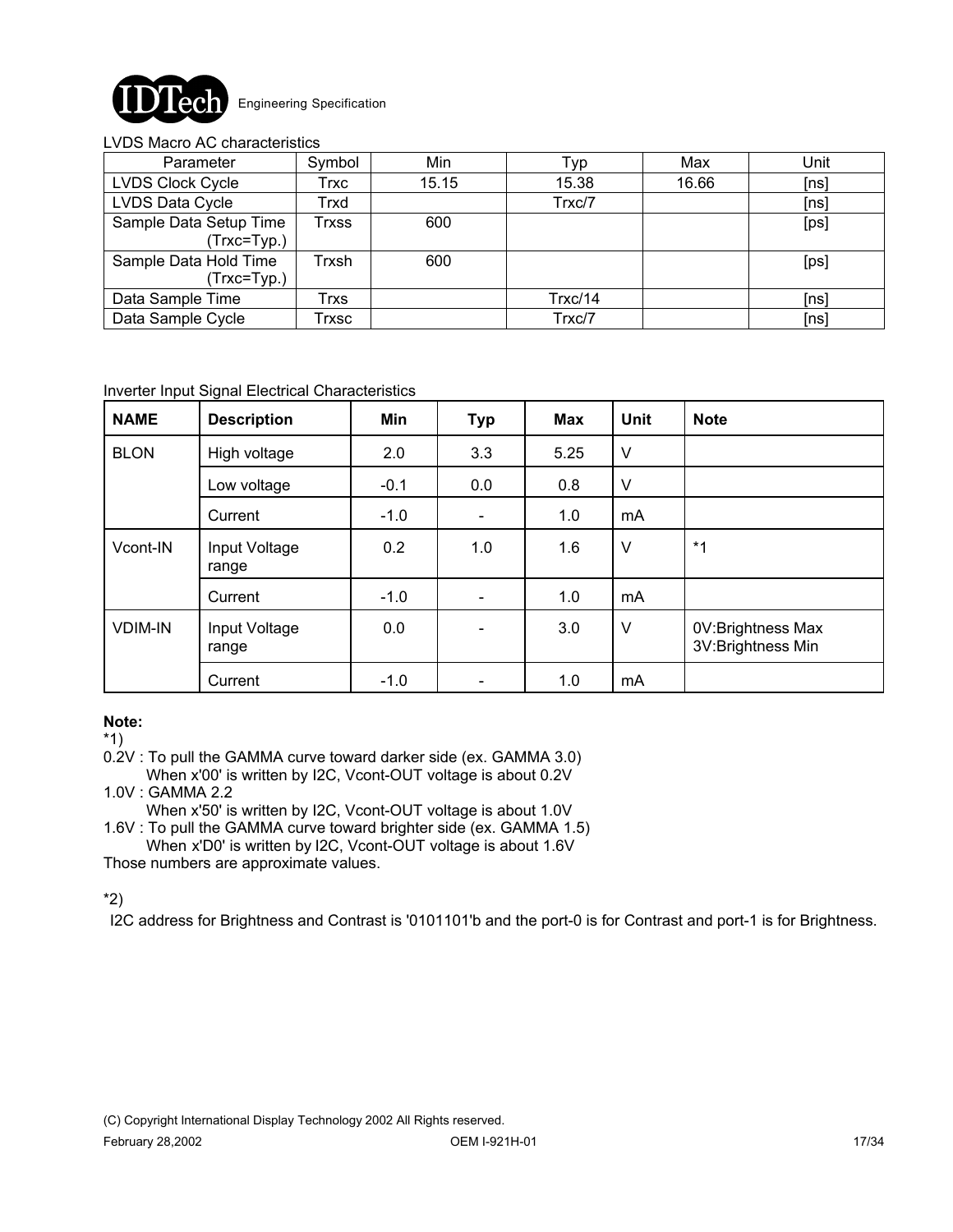LVDS Macro AC characteristics

| Parameter | Symbol | Min | Typ | Max | Unit |
|---|---|---|---|---|---|
| LVDS Clock Cycle | Trxc | 15.15 | 15.38 | 16.66 | [ns] |
| LVDS Data Cycle | Trxd | | Trxc/7 | | [ns] |
| Sample Data Setup Time (Trxc=Typ.) | Trxss | 600 | | | [ps] |
| Sample Data Hold Time (Trxc=Typ.) | Trxsh | 600 | | | [ps] |
| Data Sample Time | Trxs | | Trxc/14 | | [ns] |
| Data Sample Cycle | Trxsc | | Trxc/7 | | [ns] |

Inverter Input Signal Electrical Characteristics

| NAME | Description | Min | Typ | Max | Unit | Note |
|---|---|---|---|---|---|---|
| BLON | High voltage | 2.0 | 3.3 | 5.25 | V | |
| | Low voltage | -0.1 | 0.0 | 0.8 | V | |
| | Current | -1.0 | - | 1.0 | mA | |
| Vcont-IN | Input Voltage range | 0.2 | 1.0 | 1.6 | V | *1 |
| | Current | -1.0 | - | 1.0 | mA | |
| VDIM-IN | Input Voltage range | 0.0 | - | 3.0 | V | 0V:Brightness Max<br>3V:Brightness Min |
| | Current | -1.0 | - | 1.0 | mA | |

**Note:**

*1)

0.2V : To pull the GAMMA curve toward darker side (ex. GAMMA 3.0)
When x'00' is written by I2C, Vcont-OUT voltage is about 0.2V

1.0V : GAMMA 2.2
When x'50' is written by I2C, Vcont-OUT voltage is about 1.0V

1.6V : To pull the GAMMA curve toward brighter side (ex. GAMMA 1.5)
When x'D0' is written by I2C, Vcont-OUT voltage is about 1.6V

Those numbers are approximate values.

*2)

I2C address for Brightness and Contrast is '0101101'b and the port-0 is for Contrast and port-1 is for Brightness.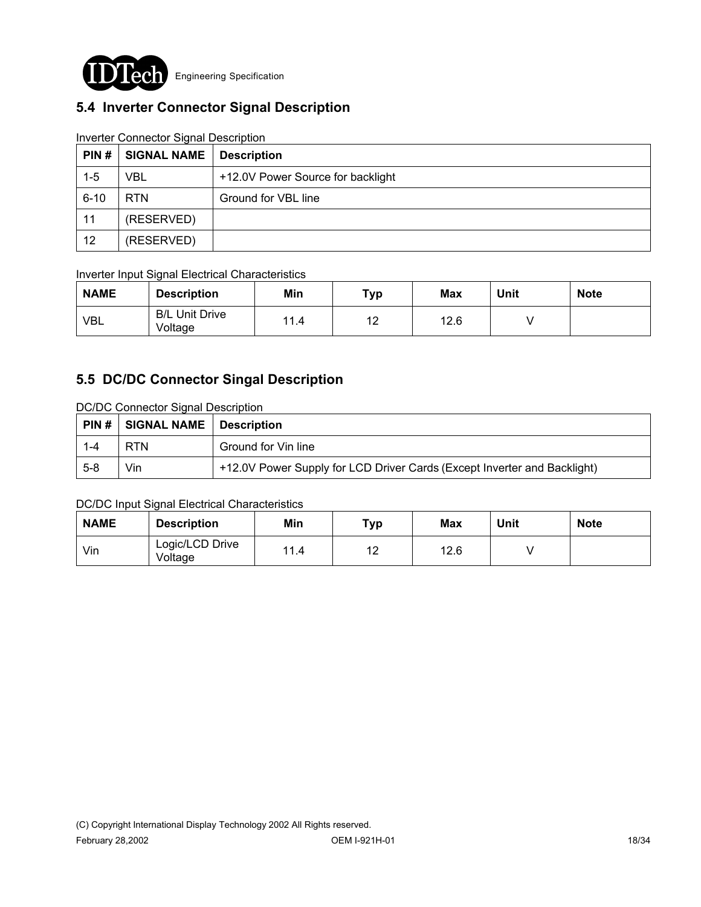## 5.4 Inverter Connector Signal Description

Inverter Connector Signal Description

| PIN # | SIGNAL NAME | Description |
|---|---|---|
| 1-5 | VBL | +12.0V Power Source for backlight |
| 6-10 | RTN | Ground for VBL line |
| 11 | (RESERVED) | |
| 12 | (RESERVED) | |

Inverter Input Signal Electrical Characteristics

| NAME | Description | Min | Typ | Max | Unit | Note |
|---|---|---|---|---|---|---|
| VBL | B/L Unit Drive Voltage | 11.4 | 12 | 12.6 | V | |

## 5.5 DC/DC Connector Singal Description

DC/DC Connector Signal Description

| PIN # | SIGNAL NAME | Description |
|---|---|---|
| 1-4 | RTN | Ground for Vin line |
| 5-8 | Vin | +12.0V Power Supply for LCD Driver Cards (Except Inverter and Backlight) |

DC/DC Input Signal Electrical Characteristics

| NAME | Description | Min | Typ | Max | Unit | Note |
|---|---|---|---|---|---|---|
| Vin | Logic/LCD Drive Voltage | 11.4 | 12 | 12.6 | V | |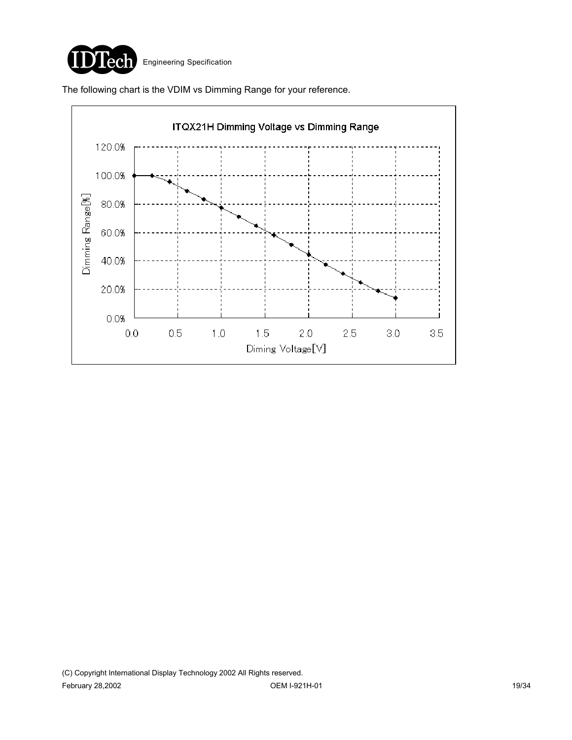The following chart is the VDIM vs Dimming Range for your reference.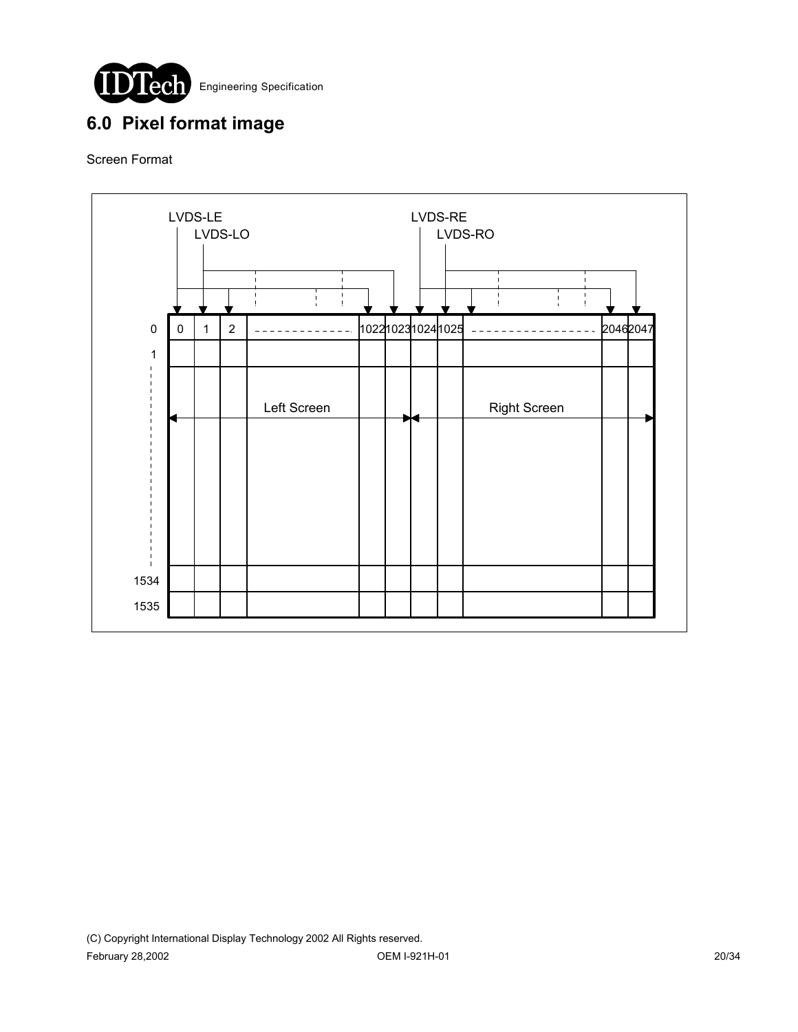# 6.0 Pixel format image

Screen Format

LVDS-LE
LVDS-LO
LVDS-RE
LVDS-RO

| | 0 | 1 | 2 | ---- | 1022 | 1023 | 1024 | 1025 | ---- | 2046 | 2047 |
|---|---|---|---|---|---|---|---|---|---|---|---|
| 0 | | | | | | | | | | | |
| 1 | | | | | | | | | | | |
| ⋮ | | | | | | | | | | | |
| 1534 | | | | | | | | | | | |
| 1535 | | | | | | | | | | | |

Left Screen (columns 0 – 1023) | Right Screen (columns 1024 – 2047)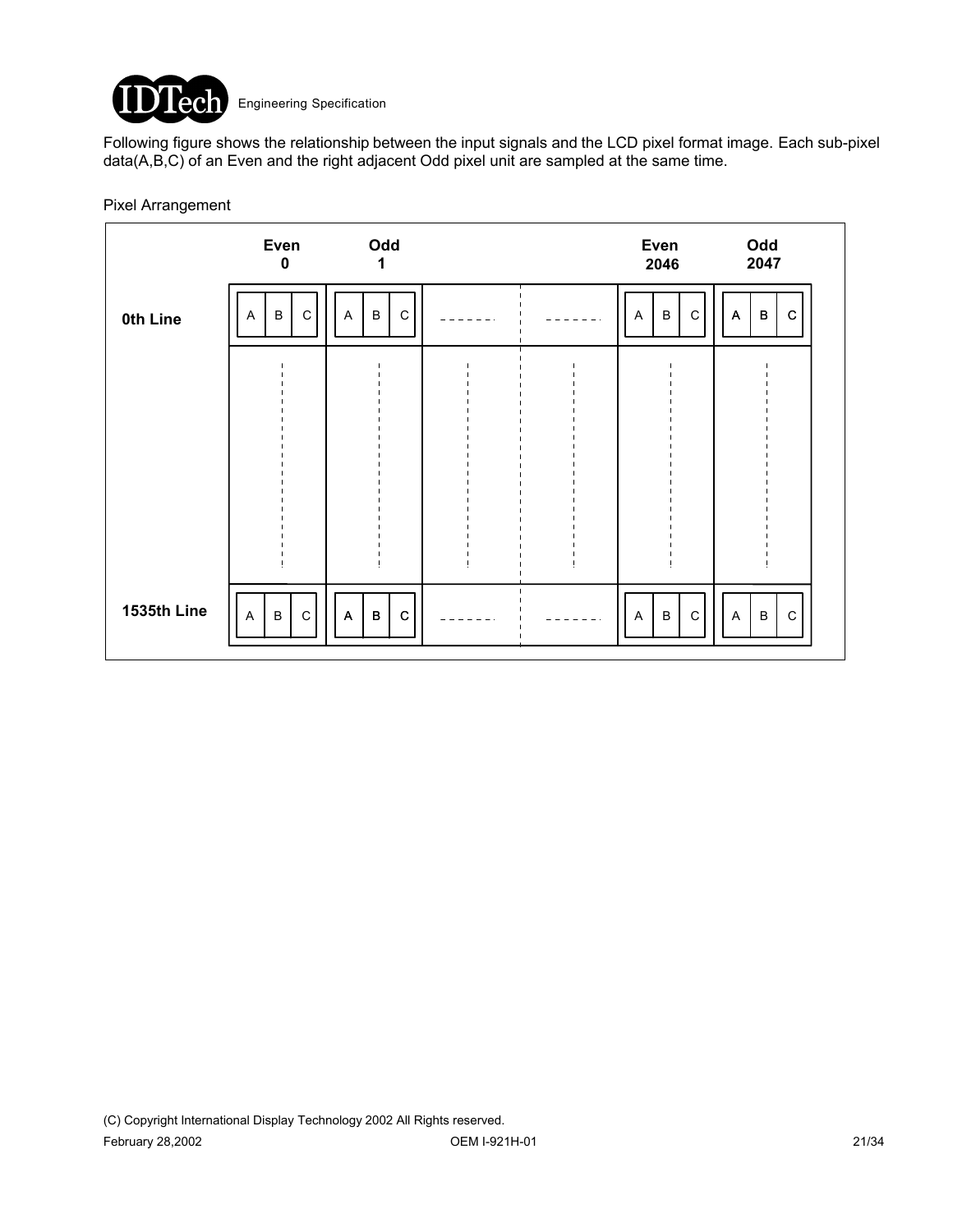Following figure shows the relationship between the input signals and the LCD pixel format image. Each sub-pixel data(A,B,C) of an Even and the right adjacent Odd pixel unit are sampled at the same time.

Pixel Arrangement

| | Even 0 | Odd 1 | | | Even 2046 | Odd 2047 |
|---|---|---|---|---|---|---|
| **0th Line** | A B C | A B C | ------- | ------- | A B C | A B C |
| | ⋮ | ⋮ | ⋮ | ⋮ | ⋮ | ⋮ |
| **1535th Line** | A B C | A B C | ------- | ------- | A B C | A B C |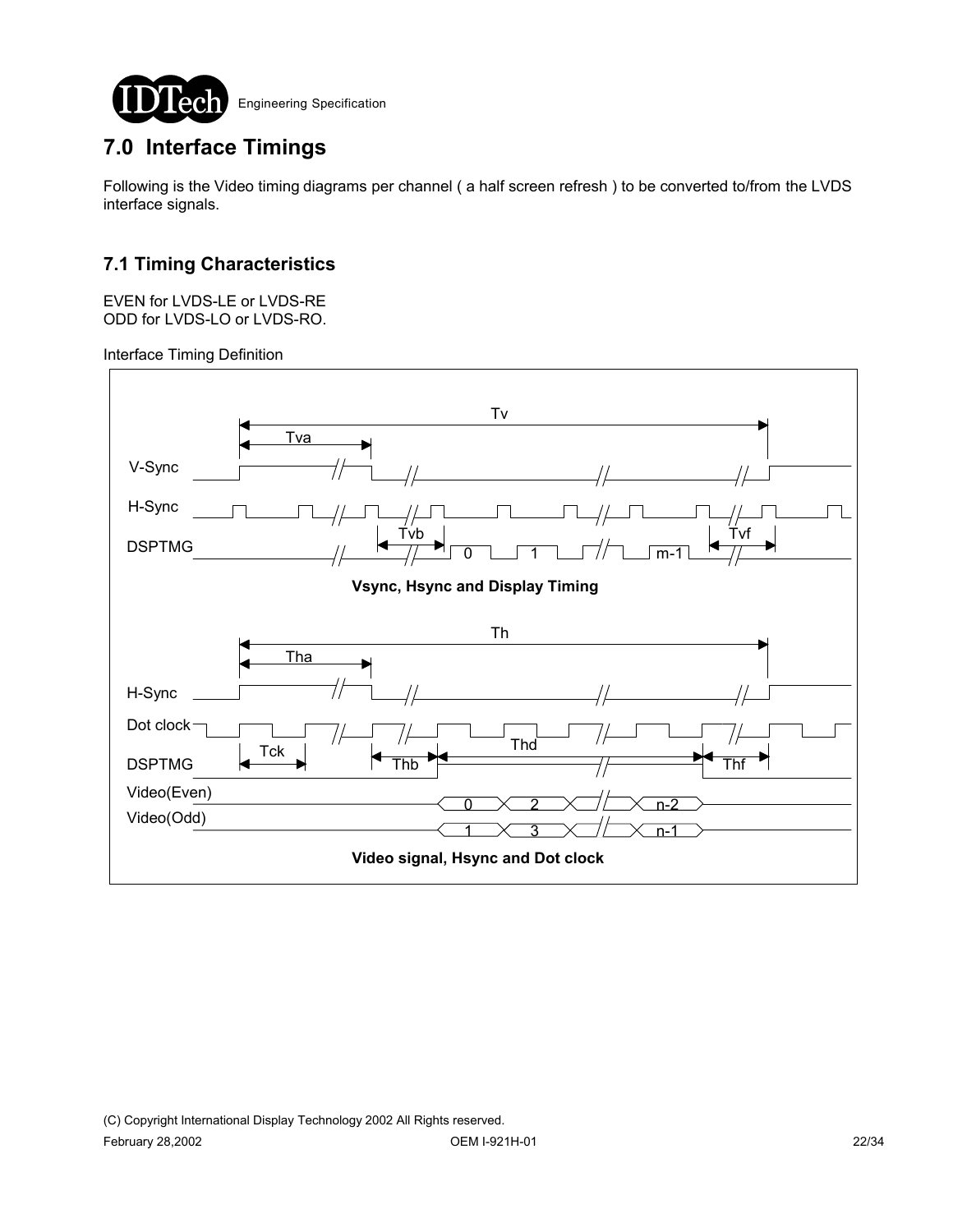## 7.0 Interface Timings

Following is the Video timing diagrams per channel ( a half screen refresh ) to be converted to/from the LVDS interface signals.

### 7.1 Timing Characteristics

EVEN for LVDS-LE or LVDS-RE
ODD for LVDS-LO or LVDS-RO.

Interface Timing Definition

Vsync, Hsync and Display Timing

Video signal, Hsync and Dot clock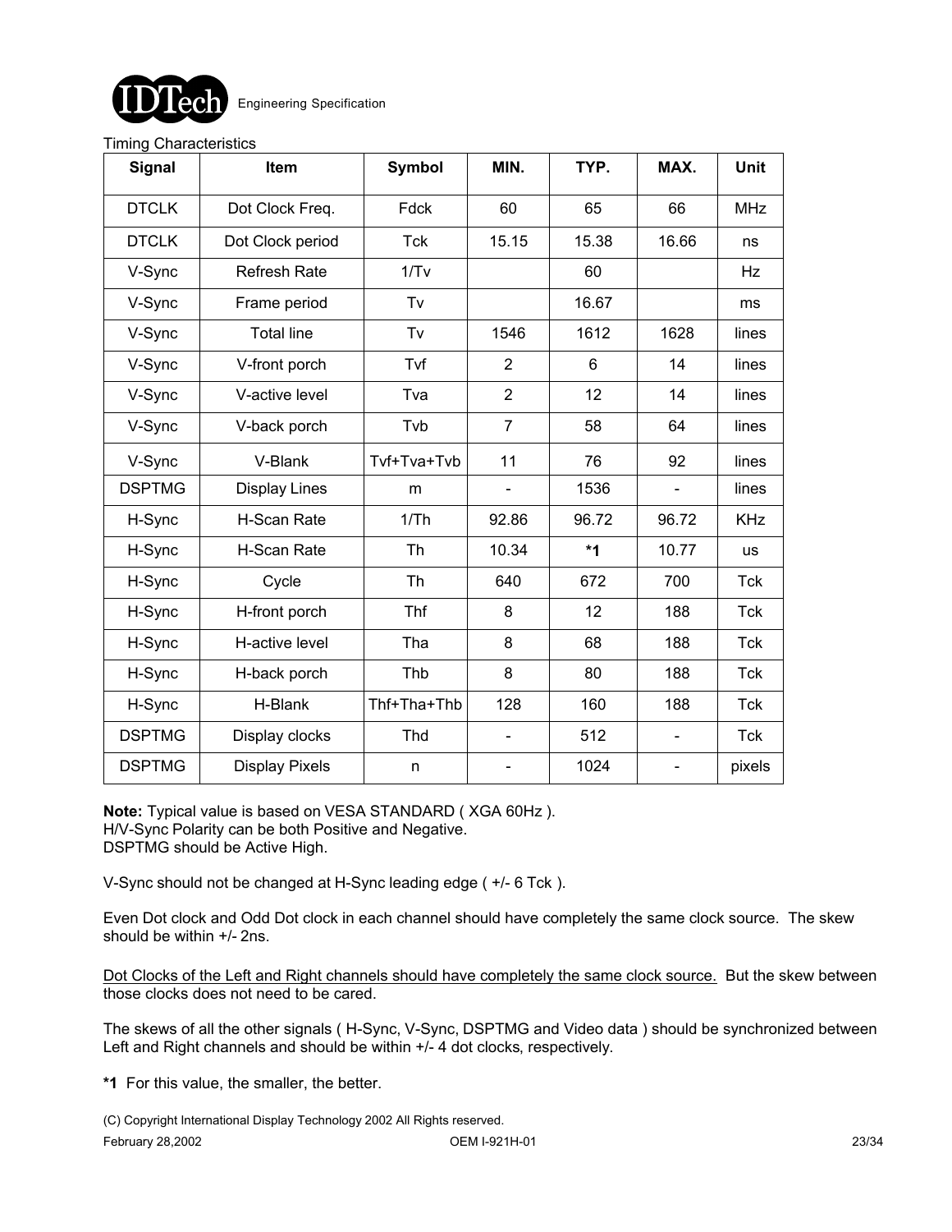Timing Characteristics

| Signal | Item | Symbol | MIN. | TYP. | MAX. | Unit |
|---|---|---|---|---|---|---|
| DTCLK | Dot Clock Freq. | Fdck | 60 | 65 | 66 | MHz |
| DTCLK | Dot Clock period | Tck | 15.15 | 15.38 | 16.66 | ns |
| V-Sync | Refresh Rate | 1/Tv | | 60 | | Hz |
| V-Sync | Frame period | Tv | | 16.67 | | ms |
| V-Sync | Total line | Tv | 1546 | 1612 | 1628 | lines |
| V-Sync | V-front porch | Tvf | 2 | 6 | 14 | lines |
| V-Sync | V-active level | Tva | 2 | 12 | 14 | lines |
| V-Sync | V-back porch | Tvb | 7 | 58 | 64 | lines |
| V-Sync | V-Blank | Tvf+Tva+Tvb | 11 | 76 | 92 | lines |
| DSPTMG | Display Lines | m | - | 1536 | - | lines |
| H-Sync | H-Scan Rate | 1/Th | 92.86 | 96.72 | 96.72 | KHz |
| H-Sync | H-Scan Rate | Th | 10.34 | **\*1** | 10.77 | us |
| H-Sync | Cycle | Th | 640 | 672 | 700 | Tck |
| H-Sync | H-front porch | Thf | 8 | 12 | 188 | Tck |
| H-Sync | H-active level | Tha | 8 | 68 | 188 | Tck |
| H-Sync | H-back porch | Thb | 8 | 80 | 188 | Tck |
| H-Sync | H-Blank | Thf+Tha+Thb | 128 | 160 | 188 | Tck |
| DSPTMG | Display clocks | Thd | - | 512 | - | Tck |
| DSPTMG | Display Pixels | n | - | 1024 | - | pixels |

**Note:** Typical value is based on VESA STANDARD ( XGA 60Hz ).
H/V-Sync Polarity can be both Positive and Negative.
DSPTMG should be Active High.

V-Sync should not be changed at H-Sync leading edge ( +/- 6 Tck ).

Even Dot clock and Odd Dot clock in each channel should have completely the same clock source. The skew should be within +/- 2ns.

<u>Dot Clocks of the Left and Right channels should have completely the same clock source.</u> But the skew between those clocks does not need to be cared.

The skews of all the other signals ( H-Sync, V-Sync, DSPTMG and Video data ) should be synchronized between Left and Right channels and should be within +/- 4 dot clocks, respectively.

**\*1** For this value, the smaller, the better.

(C) Copyright International Display Technology 2002 All Rights reserved.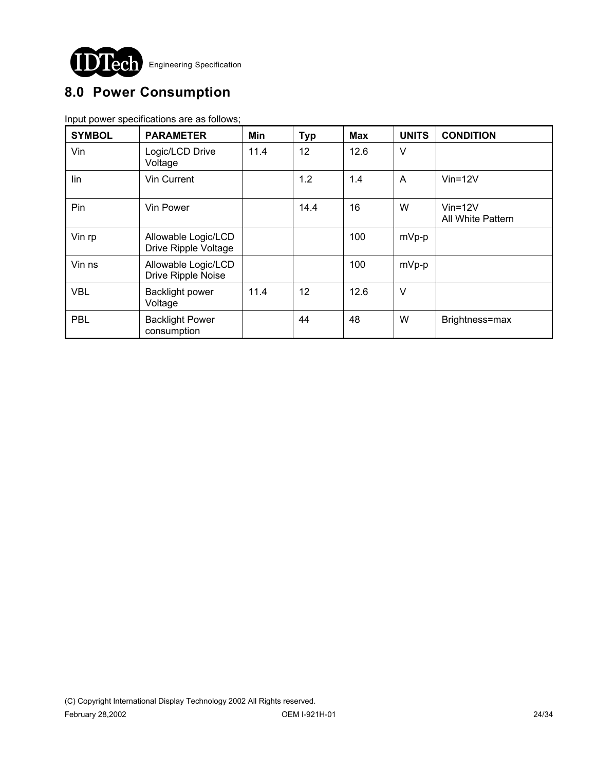## 8.0 Power Consumption

Input power specifications are as follows;

| SYMBOL | PARAMETER | Min | Typ | Max | UNITS | CONDITION |
|---|---|---|---|---|---|---|
| Vin | Logic/LCD Drive Voltage | 11.4 | 12 | 12.6 | V | |
| Iin | Vin Current | | 1.2 | 1.4 | A | Vin=12V |
| Pin | Vin Power | | 14.4 | 16 | W | Vin=12V All White Pattern |
| Vin rp | Allowable Logic/LCD Drive Ripple Voltage | | | 100 | mVp-p | |
| Vin ns | Allowable Logic/LCD Drive Ripple Noise | | | 100 | mVp-p | |
| VBL | Backlight power Voltage | 11.4 | 12 | 12.6 | V | |
| PBL | Backlight Power consumption | | 44 | 48 | W | Brightness=max |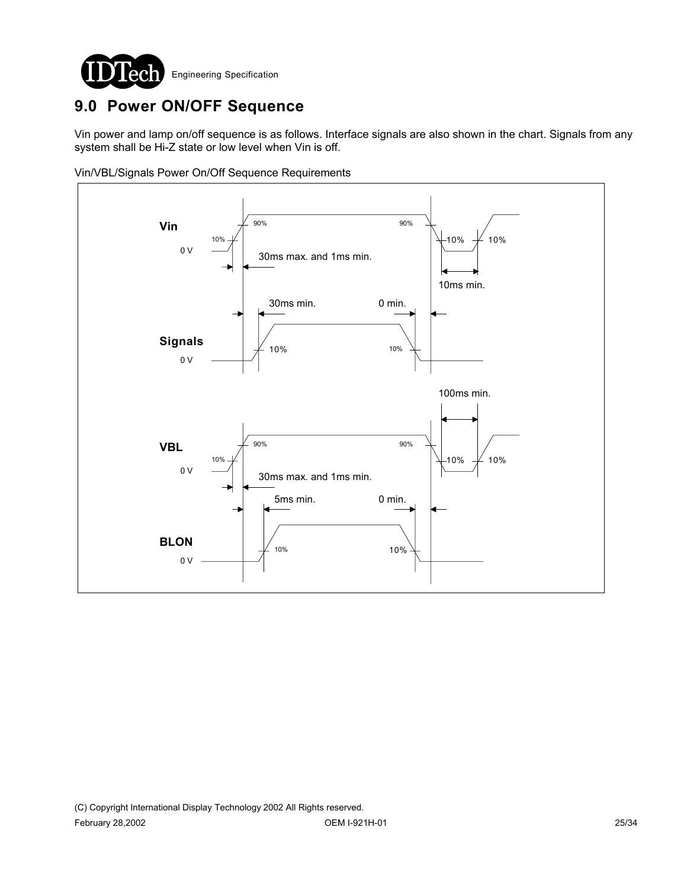# 9.0 Power ON/OFF Sequence

Vin power and lamp on/off sequence is as follows. Interface signals are also shown in the chart. Signals from any system shall be Hi-Z state or low level when Vin is off.

Vin/VBL/Signals Power On/Off Sequence Requirements

Vin

0 V

10%

90%

90%

10%

10%

30ms max. and 1ms min.

10ms min.

30ms min.

0 min.

Signals

0 V

10%

10%

100ms min.

VBL

0 V

10%

90%

90%

10%

10%

30ms max. and 1ms min.

5ms min.

0 min.

BLON

0 V

10%

10%

(C) Copyright International Display Technology 2002 All Rights reserved.

February 28,2002 OEM I-921H-01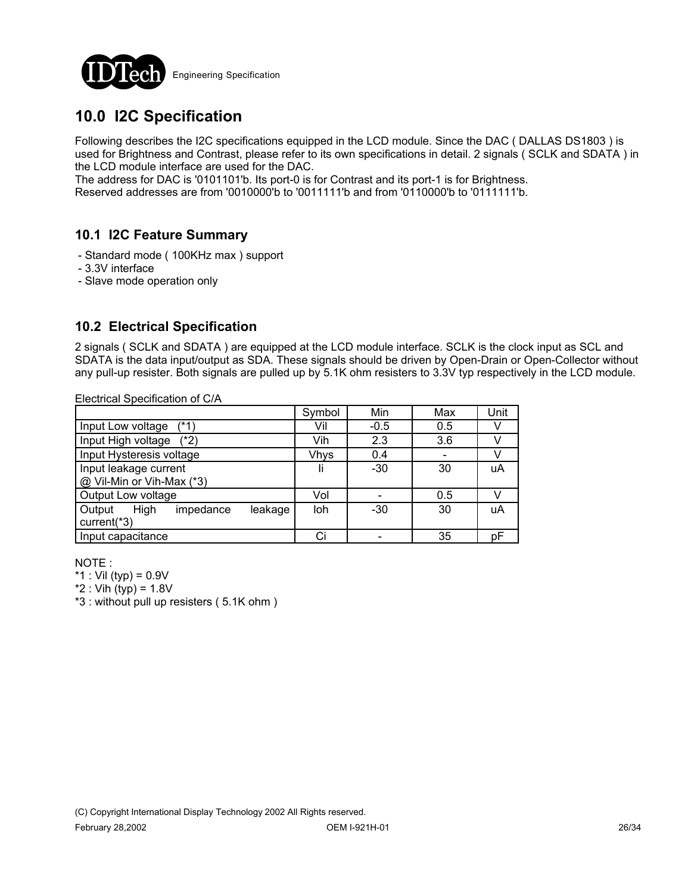## 10.0 I2C Specification

Following describes the I2C specifications equipped in the LCD module. Since the DAC ( DALLAS DS1803 ) is used for Brightness and Contrast, please refer to its own specifications in detail. 2 signals ( SCLK and SDATA ) in the LCD module interface are used for the DAC.
The address for DAC is '0101101'b. Its port-0 is for Contrast and its port-1 is for Brightness.
Reserved addresses are from '0010000'b to '0011111'b and from '0110000'b to '0111111'b.

### 10.1 I2C Feature Summary

- Standard mode ( 100KHz max ) support
- 3.3V interface
- Slave mode operation only

### 10.2 Electrical Specification

2 signals ( SCLK and SDATA ) are equipped at the LCD module interface. SCLK is the clock input as SCL and SDATA is the data input/output as SDA. These signals should be driven by Open-Drain or Open-Collector without any pull-up resister. Both signals are pulled up by 5.1K ohm resisters to 3.3V typ respectively in the LCD module.

Electrical Specification of C/A

| | Symbol | Min | Max | Unit |
|---|---|---|---|---|
| Input Low voltage (*1) | Vil | -0.5 | 0.5 | V |
| Input High voltage (*2) | Vih | 2.3 | 3.6 | V |
| Input Hysteresis voltage | Vhys | 0.4 | - | V |
| Input leakage current @ Vil-Min or Vih-Max (*3) | Ii | -30 | 30 | uA |
| Output Low voltage | Vol | - | 0.5 | V |
| Output High impedance leakage current(*3) | Ioh | -30 | 30 | uA |
| Input capacitance | Ci | - | 35 | pF |

NOTE :
*1 : Vil (typ) = 0.9V
*2 : Vih (typ) = 1.8V
*3 : without pull up resisters ( 5.1K ohm )

(C) Copyright International Display Technology 2002 All Rights reserved.

February 28,2002 OEM I-921H-01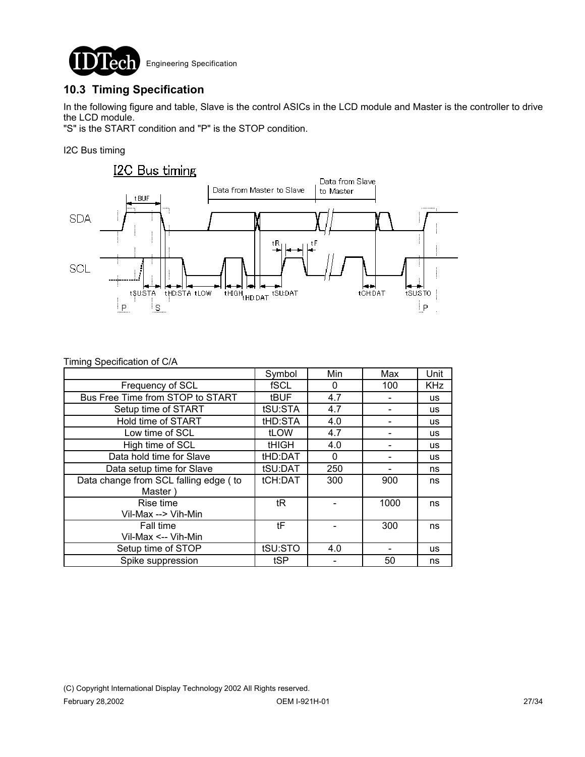## 10.3 Timing Specification

In the following figure and table, Slave is the control ASICs in the LCD module and Master is the controller to drive the LCD module.
"S" is the START condition and "P" is the STOP condition.

I2C Bus timing

Timing Specification of C/A

| | Symbol | Min | Max | Unit |
|---|---|---|---|---|
| Frequency of SCL | fSCL | 0 | 100 | KHz |
| Bus Free Time from STOP to START | tBUF | 4.7 | - | us |
| Setup time of START | tSU:STA | 4.7 | - | us |
| Hold time of START | tHD:STA | 4.0 | - | us |
| Low time of SCL | tLOW | 4.7 | - | us |
| High time of SCL | tHIGH | 4.0 | - | us |
| Data hold time for Slave | tHD:DAT | 0 | - | us |
| Data setup time for Slave | tSU:DAT | 250 | - | ns |
| Data change from SCL falling edge ( to Master ) | tCH:DAT | 300 | 900 | ns |
| Rise time Vil-Max --> Vih-Min | tR | - | 1000 | ns |
| Fall time Vil-Max <-- Vih-Min | tF | - | 300 | ns |
| Setup time of STOP | tSU:STO | 4.0 | - | us |
| Spike suppression | tSP | - | 50 | ns |

(C) Copyright International Display Technology 2002 All Rights reserved.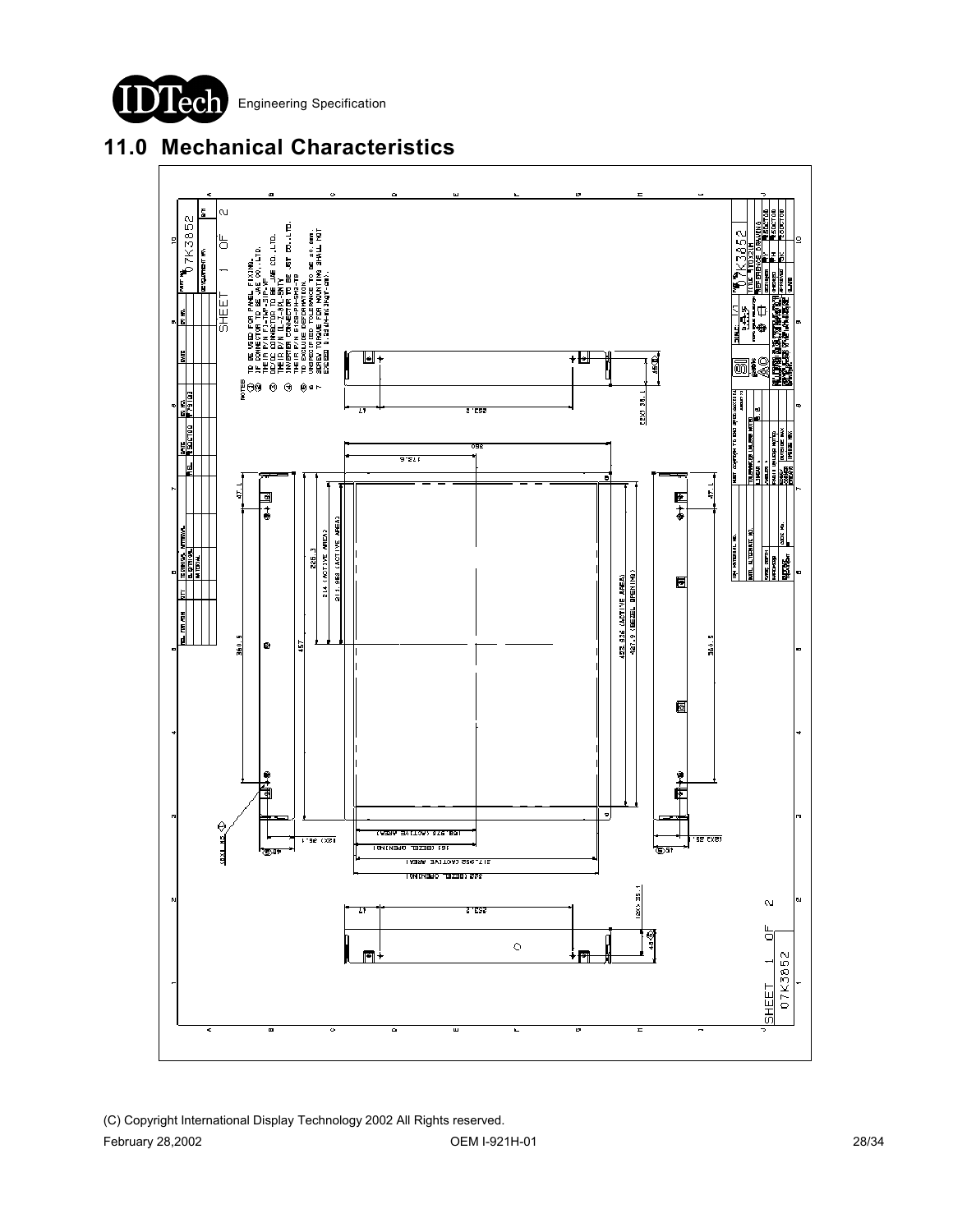## 11.0 Mechanical Characteristics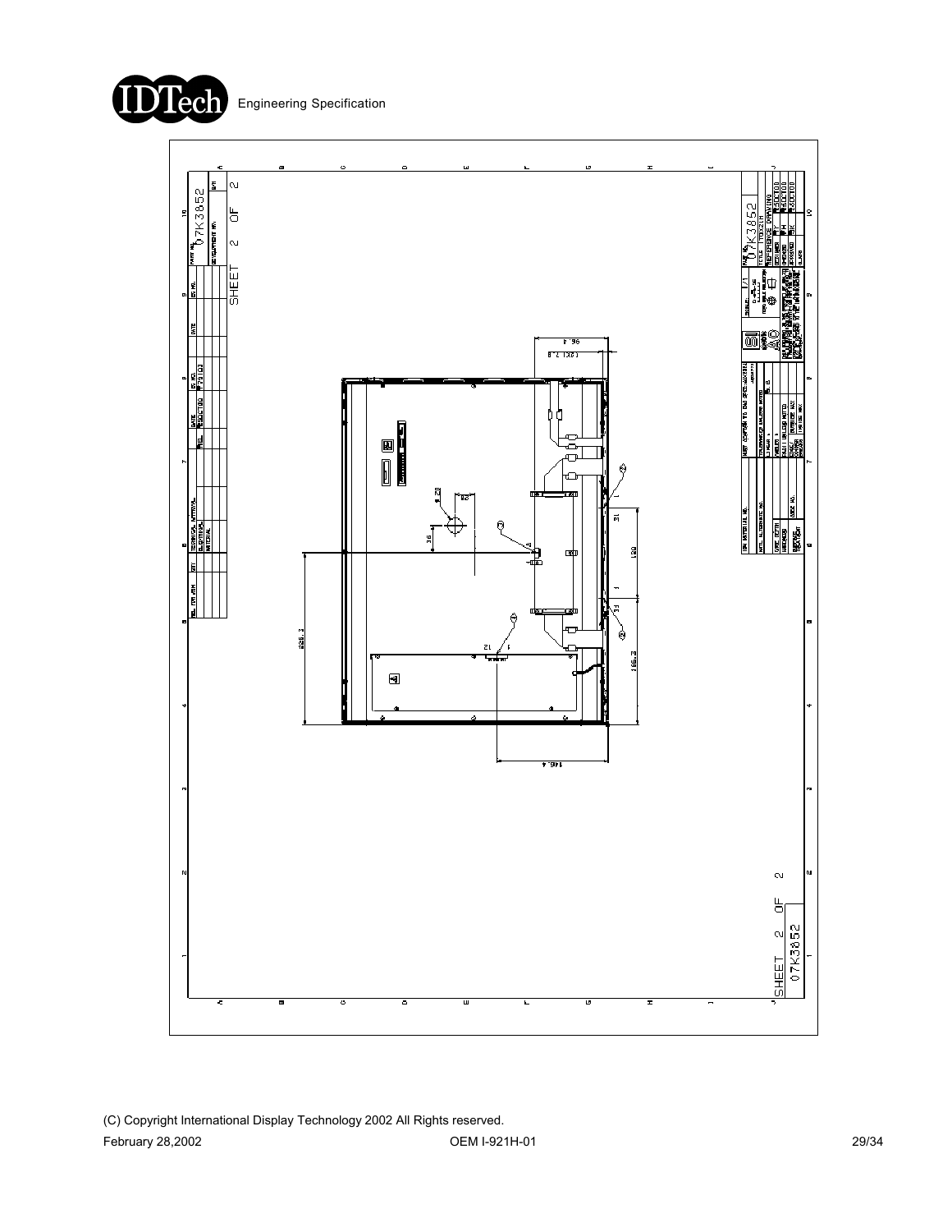SHEET 2 OF 2

07K3852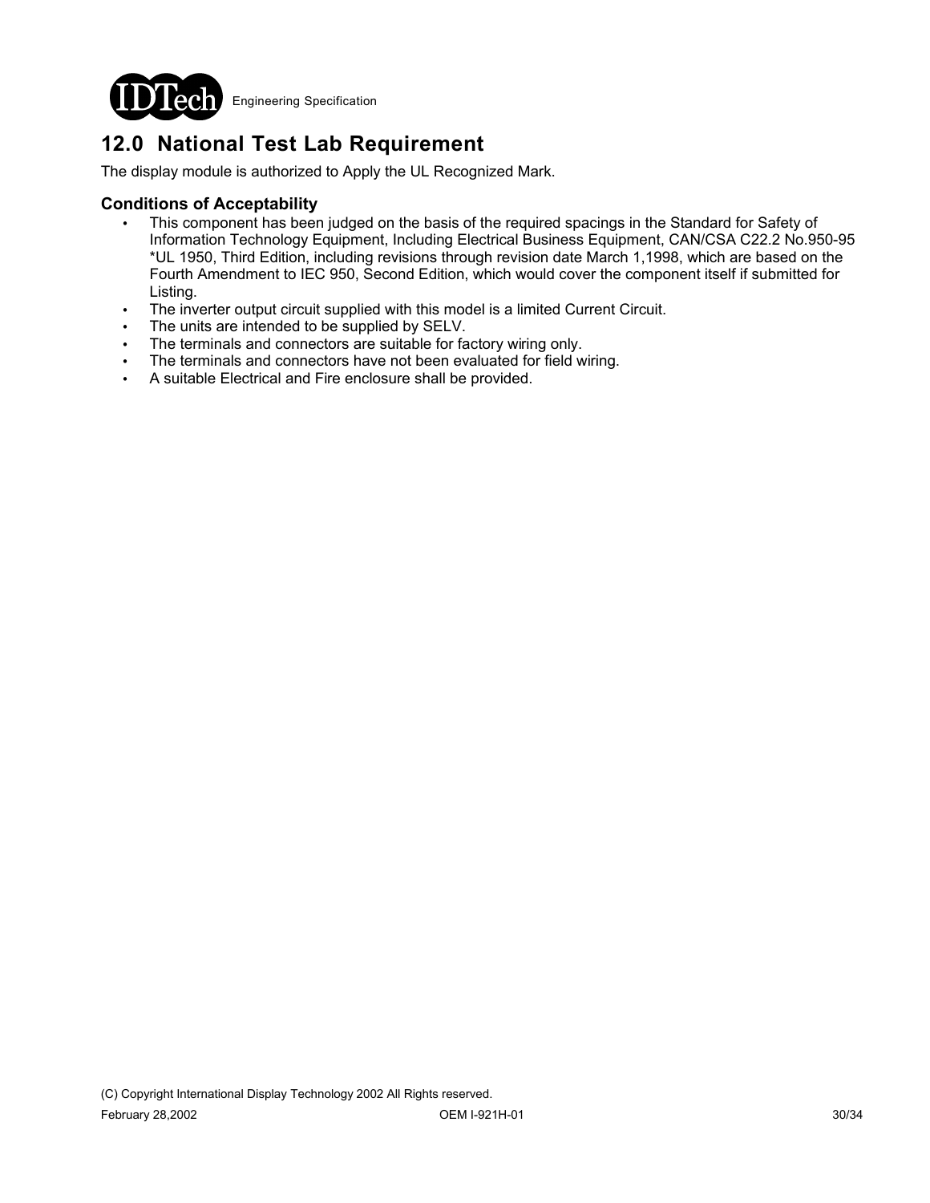## 12.0 National Test Lab Requirement

The display module is authorized to Apply the UL Recognized Mark.

### Conditions of Acceptability

- This component has been judged on the basis of the required spacings in the Standard for Safety of Information Technology Equipment, Including Electrical Business Equipment, CAN/CSA C22.2 No.950-95 *UL 1950, Third Edition, including revisions through revision date March 1,1998, which are based on the Fourth Amendment to IEC 950, Second Edition, which would cover the component itself if submitted for Listing.
- The inverter output circuit supplied with this model is a limited Current Circuit.
- The units are intended to be supplied by SELV.
- The terminals and connectors are suitable for factory wiring only.
- The terminals and connectors have not been evaluated for field wiring.
- A suitable Electrical and Fire enclosure shall be provided.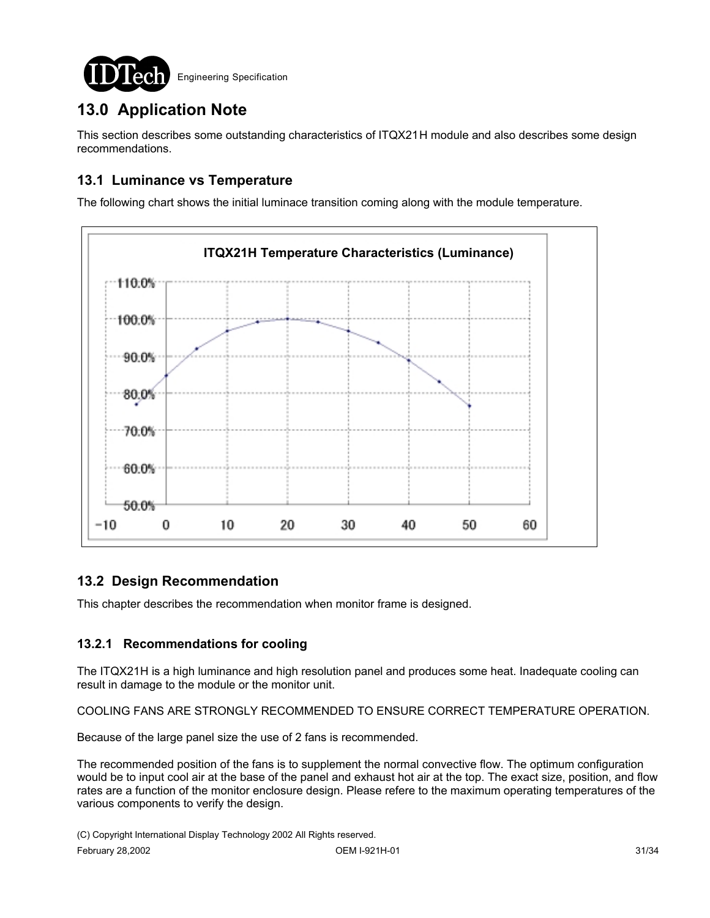# 13.0 Application Note

This section describes some outstanding characteristics of ITQX21H module and also describes some design recommendations.

## 13.1 Luminance vs Temperature

The following chart shows the initial luminace transition coming along with the module temperature.

**ITQX21H Temperature Characteristics (Luminance)**

## 13.2 Design Recommendation

This chapter describes the recommendation when monitor frame is designed.

### 13.2.1 Recommendations for cooling

The ITQX21H is a high luminance and high resolution panel and produces some heat. Inadequate cooling can result in damage to the module or the monitor unit.

COOLING FANS ARE STRONGLY RECOMMENDED TO ENSURE CORRECT TEMPERATURE OPERATION.

Because of the large panel size the use of 2 fans is recommended.

The recommended position of the fans is to supplement the normal convective flow. The optimum configuration would be to input cool air at the base of the panel and exhaust hot air at the top. The exact size, position, and flow rates are a function of the monitor enclosure design. Please refere to the maximum operating temperatures of the various components to verify the design.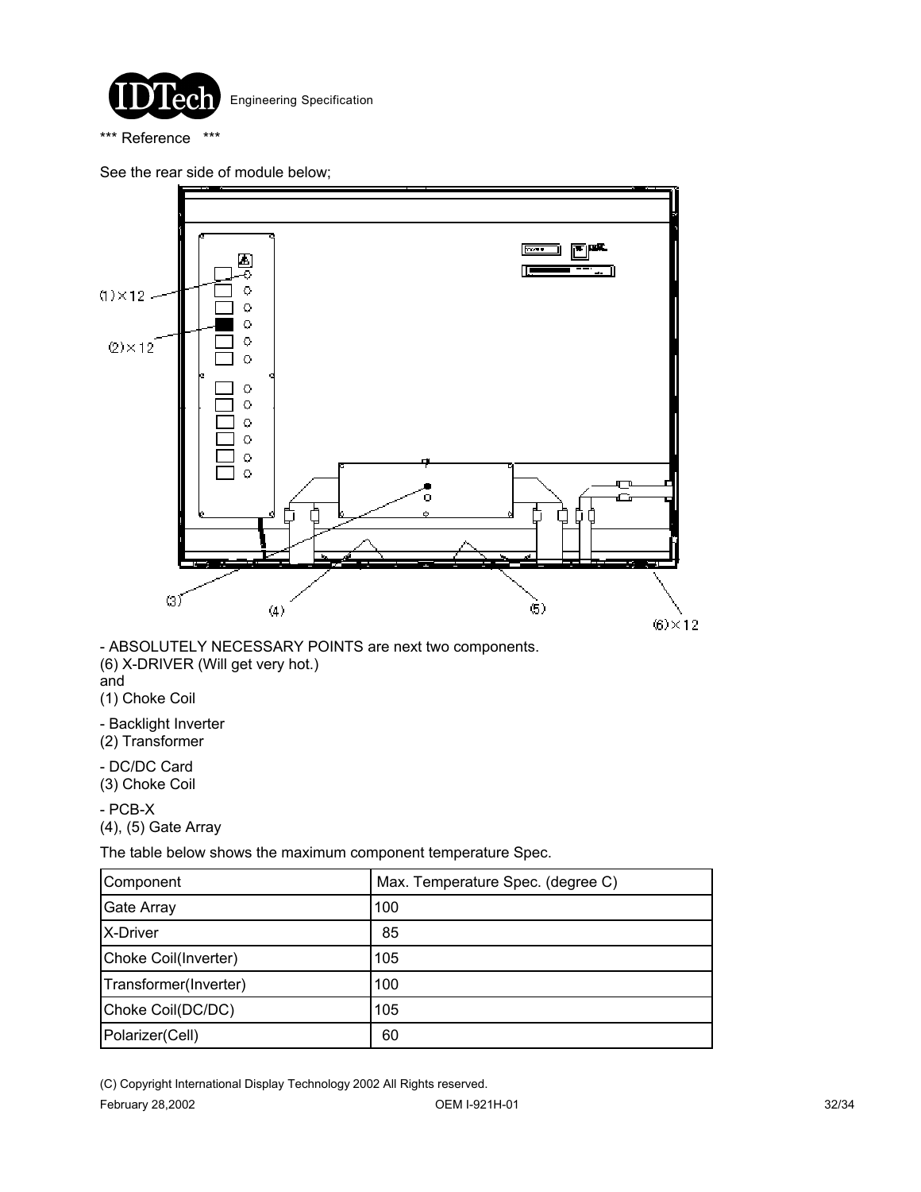\*\*\* Reference \*\*\*

See the rear side of module below;

- ABSOLUTELY NECESSARY POINTS are next two components.

(6) X-DRIVER (Will get very hot.)
and
(1) Choke Coil

- Backlight Inverter

(2) Transformer

- DC/DC Card

(3) Choke Coil

- PCB-X

(4), (5) Gate Array

The table below shows the maximum component temperature Spec.

| Component | Max. Temperature Spec. (degree C) |
| --- | --- |
| Gate Array | 100 |
| X-Driver | 85 |
| Choke Coil(Inverter) | 105 |
| Transformer(Inverter) | 100 |
| Choke Coil(DC/DC) | 105 |
| Polarizer(Cell) | 60 |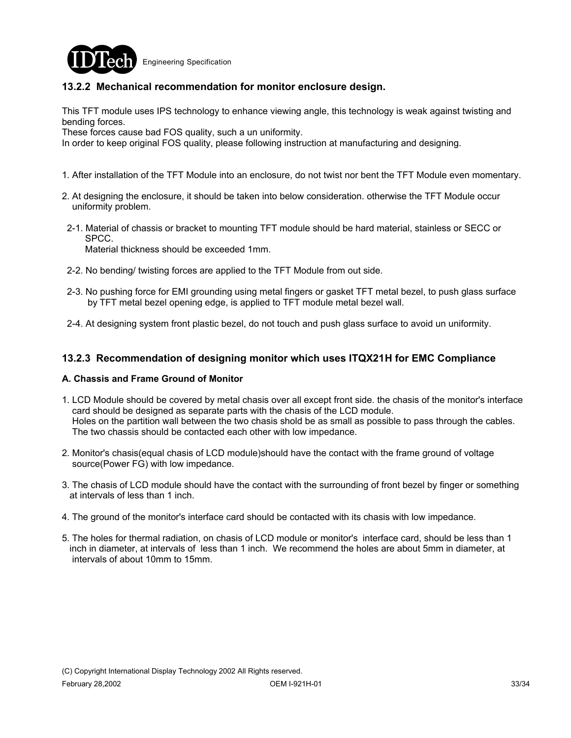### 13.2.2 Mechanical recommendation for monitor enclosure design.

This TFT module uses IPS technology to enhance viewing angle, this technology is weak against twisting and bending forces.
These forces cause bad FOS quality, such a un uniformity.
In order to keep original FOS quality, please following instruction at manufacturing and designing.

1. After installation of the TFT Module into an enclosure, do not twist nor bent the TFT Module even momentary.

2. At designing the enclosure, it should be taken into below consideration. otherwise the TFT Module occur uniformity problem.

   2-1. Material of chassis or bracket to mounting TFT module should be hard material, stainless or SECC or SPCC.
   Material thickness should be exceeded 1mm.

   2-2. No bending/ twisting forces are applied to the TFT Module from out side.

   2-3. No pushing force for EMI grounding using metal fingers or gasket TFT metal bezel, to push glass surface by TFT metal bezel opening edge, is applied to TFT module metal bezel wall.

   2-4. At designing system front plastic bezel, do not touch and push glass surface to avoid un uniformity.

### 13.2.3 Recommendation of designing monitor which uses ITQX21H for EMC Compliance

**A. Chassis and Frame Ground of Monitor**

1. LCD Module should be covered by metal chasis over all except front side. the chasis of the monitor's interface card should be designed as separate parts with the chasis of the LCD module.
   Holes on the partition wall between the two chasis shold be as small as possible to pass through the cables.
   The two chassis should be contacted each other with low impedance.

2. Monitor's chasis(equal chasis of LCD module)should have the contact with the frame ground of voltage source(Power FG) with low impedance.

3. The chasis of LCD module should have the contact with the surrounding of front bezel by finger or something at intervals of less than 1 inch.

4. The ground of the monitor's interface card should be contacted with its chasis with low impedance.

5. The holes for thermal radiation, on chasis of LCD module or monitor's interface card, should be less than 1 inch in diameter, at intervals of less than 1 inch. We recommend the holes are about 5mm in diameter, at intervals of about 10mm to 15mm.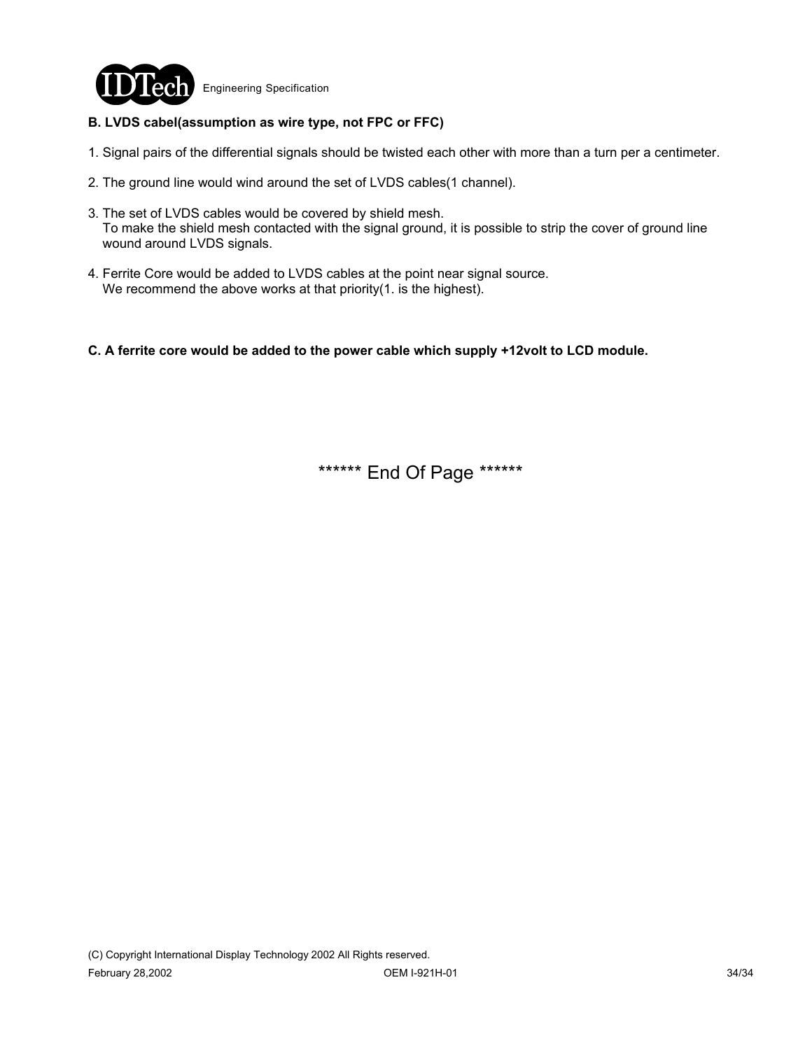**B. LVDS cabel(assumption as wire type, not FPC or FFC)**

1. Signal pairs of the differential signals should be twisted each other with more than a turn per a centimeter.

2. The ground line would wind around the set of LVDS cables(1 channel).

3. The set of LVDS cables would be covered by shield mesh.
   To make the shield mesh contacted with the signal ground, it is possible to strip the cover of ground line wound around LVDS signals.

4. Ferrite Core would be added to LVDS cables at the point near signal source.
   We recommend the above works at that priority(1. is the highest).

**C. A ferrite core would be added to the power cable which supply +12volt to LCD module.**

****** End Of Page ******

(C) Copyright International Display Technology 2002 All Rights reserved.